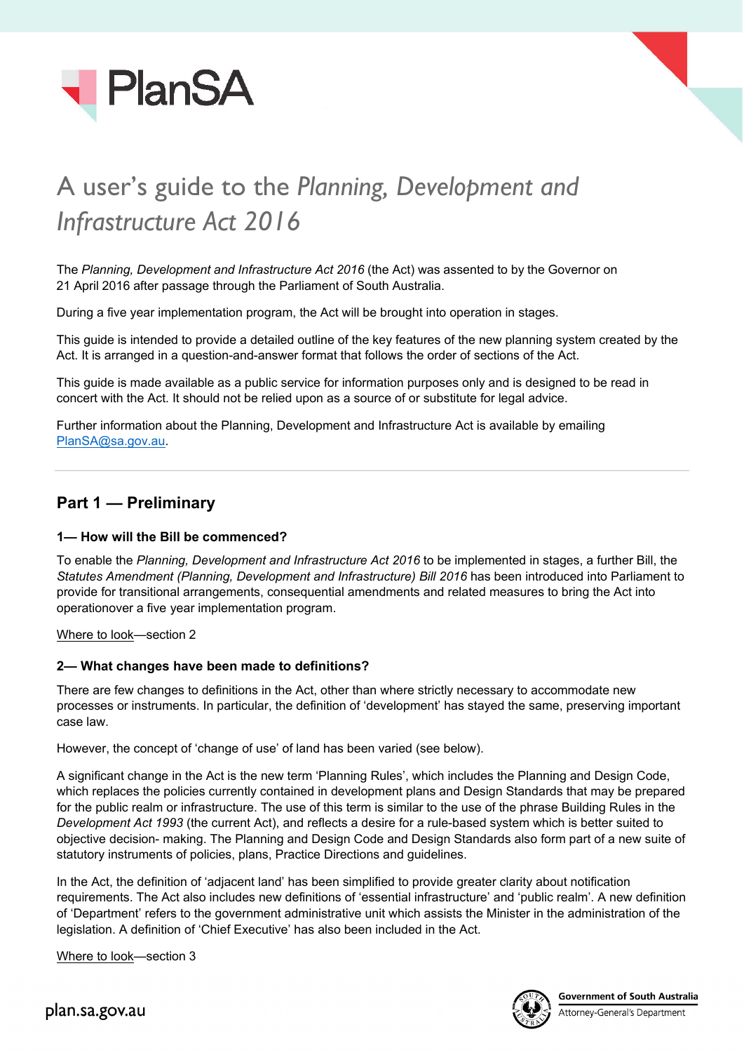# A user's guide to the *Planning, Development and Infrastructure Act 2016*

The *Planning, Development and Infrastructure Act 2016* (the Act) was assented to by the Governor on 21 April 2016 after passage through the Parliament of South Australia.

During a five year implementation program, the Act will be brought into operation in stages.

This guide is intended to provide a detailed outline of the key features of the new planning system created by the Act. It is arranged in a question-and-answer format that follows the order of sections of the Act.

This guide is made available as a public service for information purposes only and is designed to be read in concert with the Act. It should not be relied upon as a source of or substitute for legal advice.

Further information about the Planning, Development and Infrastructure Act is available by emailing PlanSA@sa.gov.au.

## Part 1 — Preliminary

### 1— How will the Bill be commenced?

To enable the *Planning, Development and Infrastructure Act 2016* to be implemented in stages, a further Bill, the *Statutes Amendment (Planning, Development and Infrastructure) Bill 2016* has been introduced into Parliament to provide for transitional arrangements, consequential amendments and related measures to bring the Act into operationover a five year implementation program.

Where to look—section 2

### 2— What changes have been made to definitions?

There are few changes to definitions in the Act, other than where strictly necessary to accommodate new processes or instruments. In particular, the definition of 'development' has stayed the same, preserving important case law.

However, the concept of 'change of use' of land has been varied (see below).

A significant change in the Act is the new term 'Planning Rules', which includes the Planning and Design Code, which replaces the policies currently contained in development plans and Design Standards that may be prepared for the public realm or infrastructure. The use of this term is similar to the use of the phrase Building Rules in the *Development Act 1993* (the current Act), and reflects a desire for a rule-based system which is better suited to objective decision- making. The Planning and Design Code and Design Standards also form part of a new suite of statutory instruments of policies, plans, Practice Directions and guidelines.

In the Act, the definition of 'adjacent land' has been simplified to provide greater clarity about notification requirements. The Act also includes new definitions of 'essential infrastructure' and 'public realm'. A new definition of 'Department' refers to the government administrative unit which assists the Minister in the administration of the legislation. A definition of 'Chief Executive' has also been included in the Act.

Where to look—section 3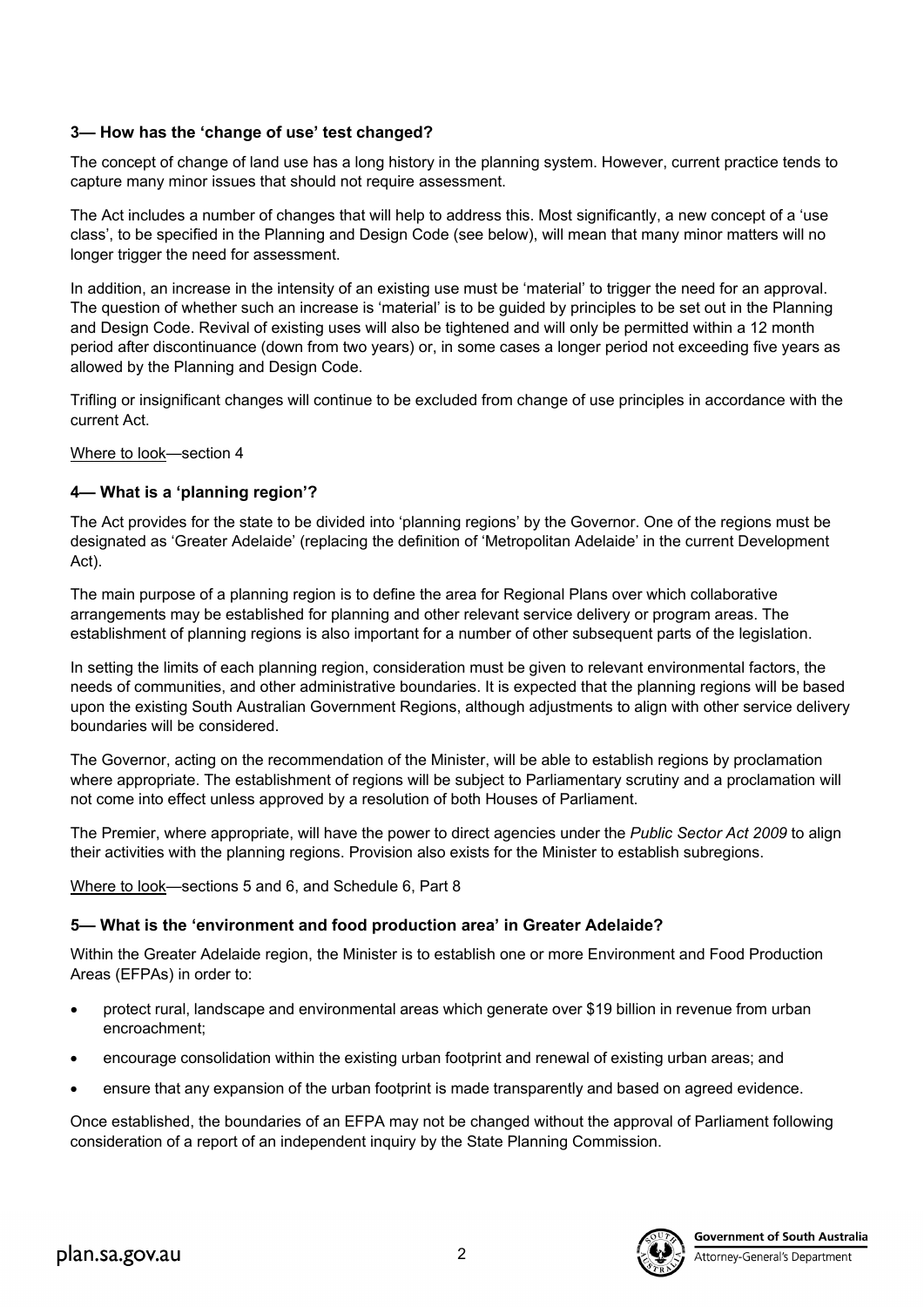### 3— How has the 'change of use' test changed?

The concept of change of land use has a long history in the planning system. However, current practice tends to capture many minor issues that should not require assessment.

The Act includes a number of changes that will help to address this. Most significantly, a new concept of a 'use class', to be specified in the Planning and Design Code (see below), will mean that many minor matters will no longer trigger the need for assessment.

In addition, an increase in the intensity of an existing use must be 'material' to trigger the need for an approval. The question of whether such an increase is 'material' is to be guided by principles to be set out in the Planning and Design Code. Revival of existing uses will also be tightened and will only be permitted within a 12 month period after discontinuance (down from two years) or, in some cases a longer period not exceeding five years as allowed by the Planning and Design Code.

Trifling or insignificant changes will continue to be excluded from change of use principles in accordance with the current Act.

Where to look—section 4

### 4— What is a 'planning region'?

The Act provides for the state to be divided into 'planning regions' by the Governor. One of the regions must be designated as 'Greater Adelaide' (replacing the definition of 'Metropolitan Adelaide' in the current Development Act).

The main purpose of a planning region is to define the area for Regional Plans over which collaborative arrangements may be established for planning and other relevant service delivery or program areas. The establishment of planning regions is also important for a number of other subsequent parts of the legislation.

In setting the limits of each planning region, consideration must be given to relevant environmental factors, the needs of communities, and other administrative boundaries. It is expected that the planning regions will be based upon the existing South Australian Government Regions, although adjustments to align with other service delivery boundaries will be considered.

The Governor, acting on the recommendation of the Minister, will be able to establish regions by proclamation where appropriate. The establishment of regions will be subject to Parliamentary scrutiny and a proclamation will not come into effect unless approved by a resolution of both Houses of Parliament.

The Premier, where appropriate, will have the power to direct agencies under the *Public Sector Act 2009* to align their activities with the planning regions. Provision also exists for the Minister to establish subregions.

Where to look—sections 5 and 6, and Schedule 6, Part 8

### 5— What is the 'environment and food production area' in Greater Adelaide?

Within the Greater Adelaide region, the Minister is to establish one or more Environment and Food Production Areas (EFPAs) in order to:

- protect rural, landscape and environmental areas which generate over $19 billion in revenue from urban encroachment;
- encourage consolidation within the existing urban footprint and renewal of existing urban areas; and
- ensure that any expansion of the urban footprint is made transparently and based on agreed evidence.

Once established, the boundaries of an EFPA may not be changed without the approval of Parliament following consideration of a report of an independent inquiry by the State Planning Commission.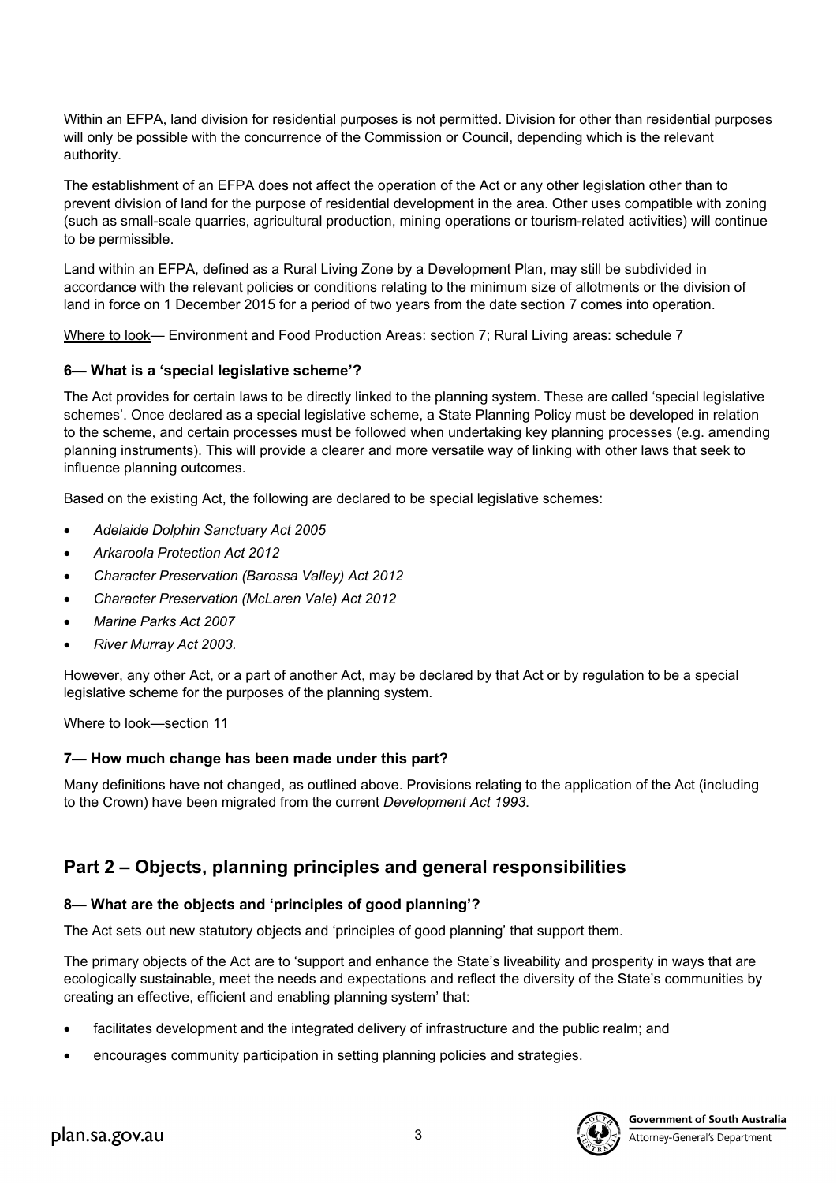Within an EFPA, land division for residential purposes is not permitted. Division for other than residential purposes will only be possible with the concurrence of the Commission or Council, depending which is the relevant authority.

The establishment of an EFPA does not affect the operation of the Act or any other legislation other than to prevent division of land for the purpose of residential development in the area. Other uses compatible with zoning (such as small-scale quarries, agricultural production, mining operations or tourism-related activities) will continue to be permissible.

Land within an EFPA, defined as a Rural Living Zone by a Development Plan, may still be subdivided in accordance with the relevant policies or conditions relating to the minimum size of allotments or the division of land in force on 1 December 2015 for a period of two years from the date section 7 comes into operation.

Where to look— Environment and Food Production Areas: section 7; Rural Living areas: schedule 7

### 6— What is a 'special legislative scheme'?

The Act provides for certain laws to be directly linked to the planning system. These are called 'special legislative schemes'. Once declared as a special legislative scheme, a State Planning Policy must be developed in relation to the scheme, and certain processes must be followed when undertaking key planning processes (e.g. amending planning instruments). This will provide a clearer and more versatile way of linking with other laws that seek to influence planning outcomes.

Based on the existing Act, the following are declared to be special legislative schemes:

- *Adelaide Dolphin Sanctuary Act 2005*
- *Arkaroola Protection Act 2012*
- *Character Preservation (Barossa Valley) Act 2012*
- *Character Preservation (McLaren Vale) Act 2012*
- *Marine Parks Act 2007*
- *River Murray Act 2003*.

However, any other Act, or a part of another Act, may be declared by that Act or by regulation to be a special legislative scheme for the purposes of the planning system.

Where to look—section 11

### 7— How much change has been made under this part?

Many definitions have not changed, as outlined above. Provisions relating to the application of the Act (including to the Crown) have been migrated from the current *Development Act 1993*.

## Part 2 – Objects, planning principles and general responsibilities

### 8— What are the objects and 'principles of good planning'?

The Act sets out new statutory objects and 'principles of good planning' that support them.

The primary objects of the Act are to 'support and enhance the State's liveability and prosperity in ways that are ecologically sustainable, meet the needs and expectations and reflect the diversity of the State's communities by creating an effective, efficient and enabling planning system' that:

- facilitates development and the integrated delivery of infrastructure and the public realm; and
- encourages community participation in setting planning policies and strategies.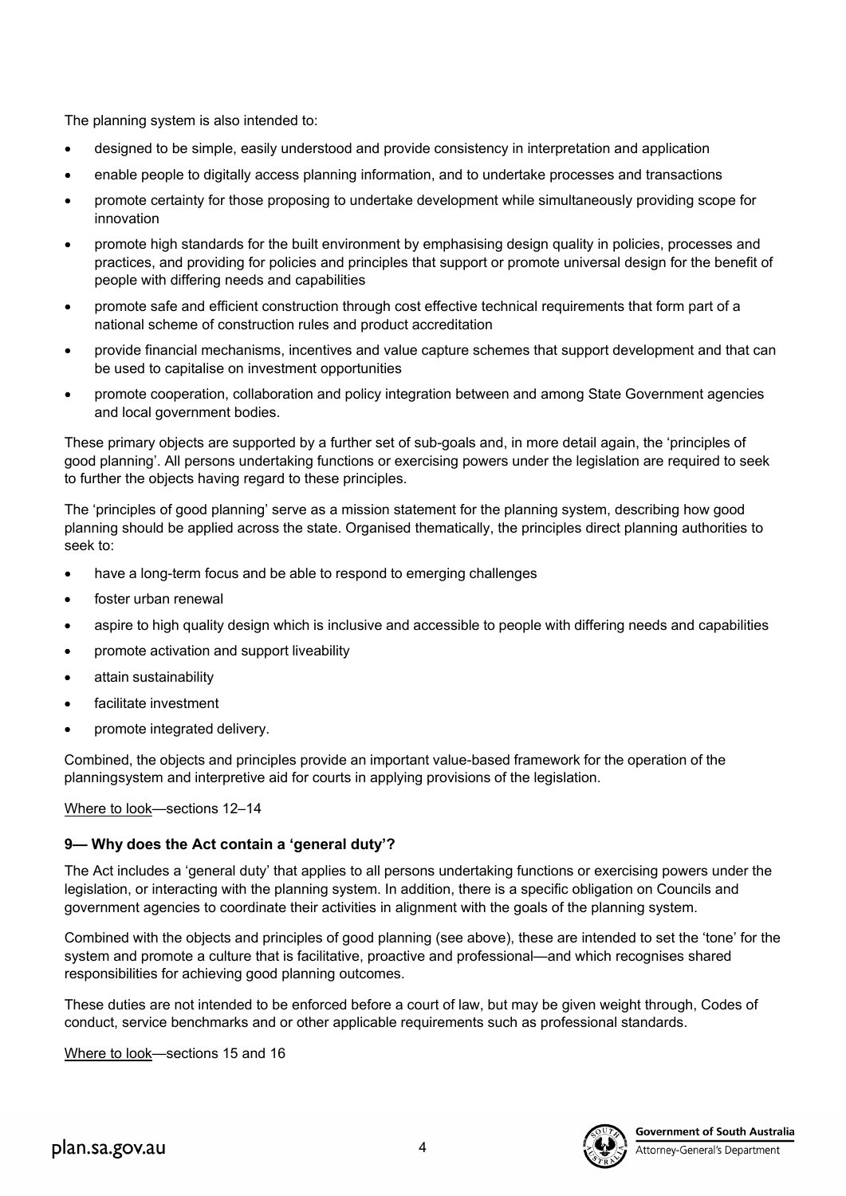The planning system is also intended to:

- designed to be simple, easily understood and provide consistency in interpretation and application
- enable people to digitally access planning information, and to undertake processes and transactions
- promote certainty for those proposing to undertake development while simultaneously providing scope for innovation
- promote high standards for the built environment by emphasising design quality in policies, processes and practices, and providing for policies and principles that support or promote universal design for the benefit of people with differing needs and capabilities
- promote safe and efficient construction through cost effective technical requirements that form part of a national scheme of construction rules and product accreditation
- provide financial mechanisms, incentives and value capture schemes that support development and that can be used to capitalise on investment opportunities
- promote cooperation, collaboration and policy integration between and among State Government agencies and local government bodies.

These primary objects are supported by a further set of sub-goals and, in more detail again, the 'principles of good planning'. All persons undertaking functions or exercising powers under the legislation are required to seek to further the objects having regard to these principles.

The 'principles of good planning' serve as a mission statement for the planning system, describing how good planning should be applied across the state. Organised thematically, the principles direct planning authorities to seek to:

- have a long-term focus and be able to respond to emerging challenges
- foster urban renewal
- aspire to high quality design which is inclusive and accessible to people with differing needs and capabilities
- promote activation and support liveability
- attain sustainability
- facilitate investment
- promote integrated delivery.

Combined, the objects and principles provide an important value-based framework for the operation of the planningsystem and interpretive aid for courts in applying provisions of the legislation.

Where to look—sections 12–14

### 9— Why does the Act contain a 'general duty'?

The Act includes a 'general duty' that applies to all persons undertaking functions or exercising powers under the legislation, or interacting with the planning system. In addition, there is a specific obligation on Councils and government agencies to coordinate their activities in alignment with the goals of the planning system.

Combined with the objects and principles of good planning (see above), these are intended to set the 'tone' for the system and promote a culture that is facilitative, proactive and professional—and which recognises shared responsibilities for achieving good planning outcomes.

These duties are not intended to be enforced before a court of law, but may be given weight through, Codes of conduct, service benchmarks and or other applicable requirements such as professional standards.

Where to look—sections 15 and 16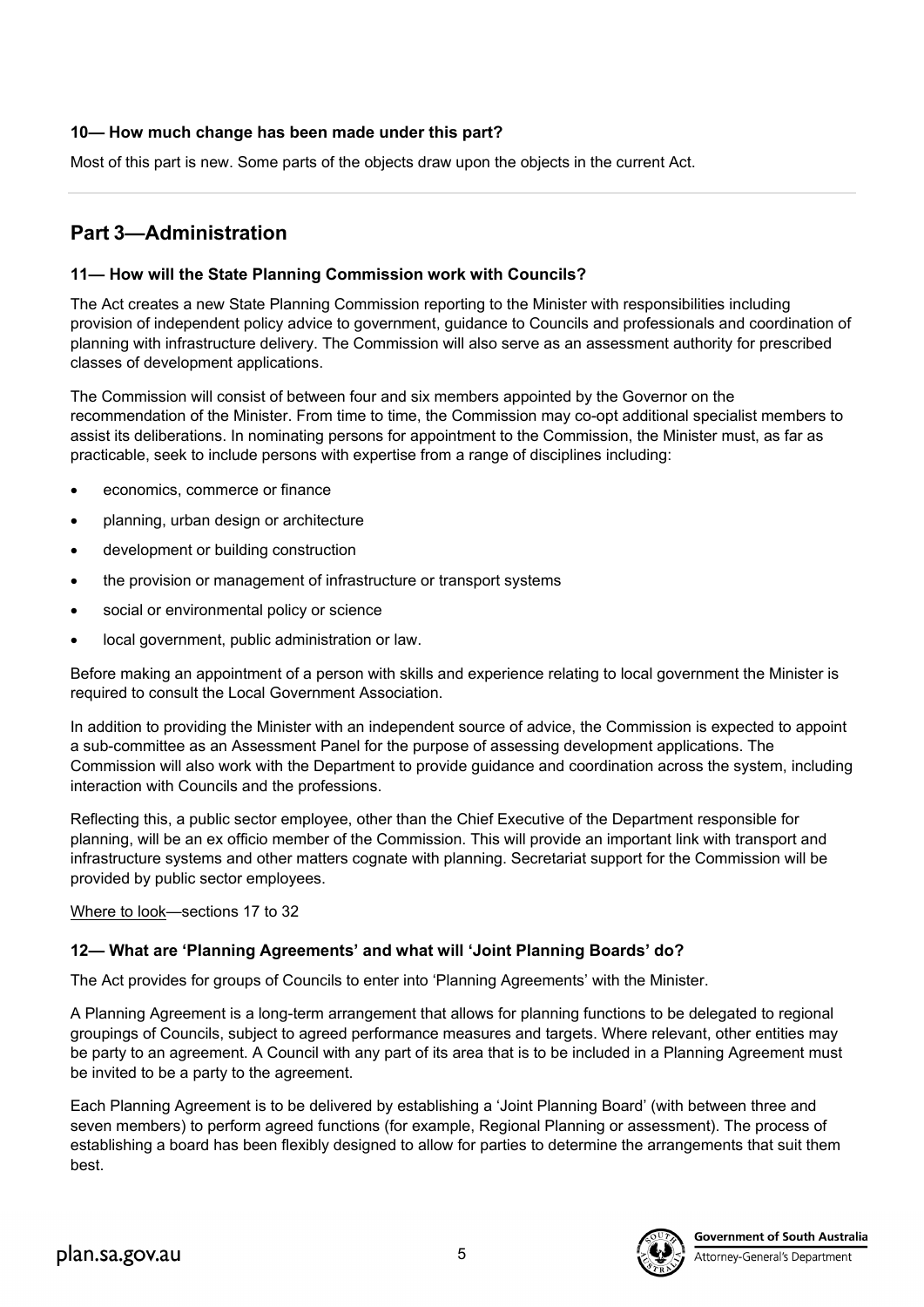#### 10— How much change has been made under this part?

Most of this part is new. Some parts of the objects draw upon the objects in the current Act.

---

## Part 3—Administration

#### 11— How will the State Planning Commission work with Councils?

The Act creates a new State Planning Commission reporting to the Minister with responsibilities including provision of independent policy advice to government, guidance to Councils and professionals and coordination of planning with infrastructure delivery. The Commission will also serve as an assessment authority for prescribed classes of development applications.

The Commission will consist of between four and six members appointed by the Governor on the recommendation of the Minister. From time to time, the Commission may co-opt additional specialist members to assist its deliberations. In nominating persons for appointment to the Commission, the Minister must, as far as practicable, seek to include persons with expertise from a range of disciplines including:

- economics, commerce or finance
- planning, urban design or architecture
- development or building construction
- the provision or management of infrastructure or transport systems
- social or environmental policy or science
- local government, public administration or law.

Before making an appointment of a person with skills and experience relating to local government the Minister is required to consult the Local Government Association.

In addition to providing the Minister with an independent source of advice, the Commission is expected to appoint a sub-committee as an Assessment Panel for the purpose of assessing development applications. The Commission will also work with the Department to provide guidance and coordination across the system, including interaction with Councils and the professions.

Reflecting this, a public sector employee, other than the Chief Executive of the Department responsible for planning, will be an ex officio member of the Commission. This will provide an important link with transport and infrastructure systems and other matters cognate with planning. Secretariat support for the Commission will be provided by public sector employees.

Where to look—sections 17 to 32

#### 12— What are 'Planning Agreements' and what will 'Joint Planning Boards' do?

The Act provides for groups of Councils to enter into 'Planning Agreements' with the Minister.

A Planning Agreement is a long-term arrangement that allows for planning functions to be delegated to regional groupings of Councils, subject to agreed performance measures and targets. Where relevant, other entities may be party to an agreement. A Council with any part of its area that is to be included in a Planning Agreement must be invited to be a party to the agreement.

Each Planning Agreement is to be delivered by establishing a 'Joint Planning Board' (with between three and seven members) to perform agreed functions (for example, Regional Planning or assessment). The process of establishing a board has been flexibly designed to allow for parties to determine the arrangements that suit them best.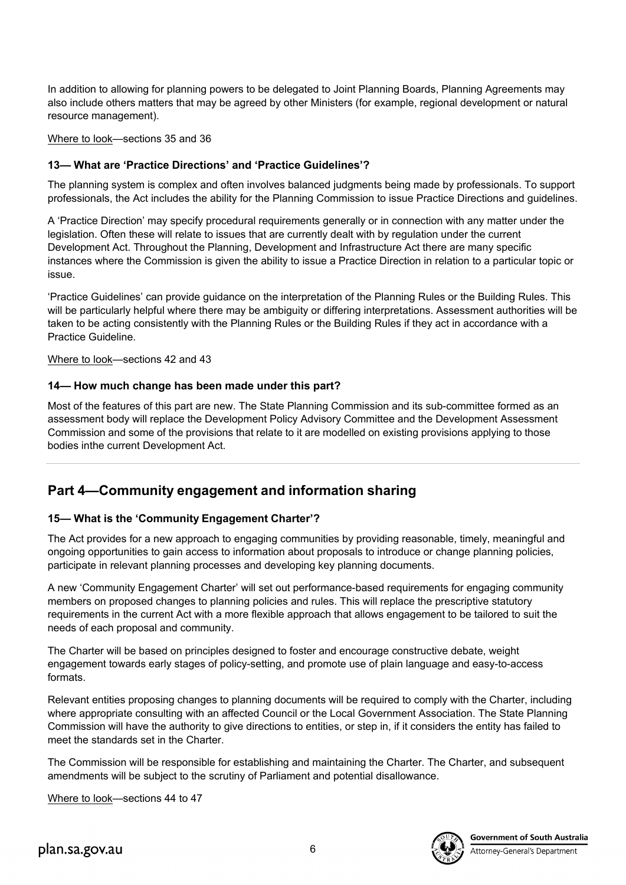In addition to allowing for planning powers to be delegated to Joint Planning Boards, Planning Agreements may also include others matters that may be agreed by other Ministers (for example, regional development or natural resource management).

Where to look—sections 35 and 36

### 13— What are 'Practice Directions' and 'Practice Guidelines'?

The planning system is complex and often involves balanced judgments being made by professionals. To support professionals, the Act includes the ability for the Planning Commission to issue Practice Directions and guidelines.

A 'Practice Direction' may specify procedural requirements generally or in connection with any matter under the legislation. Often these will relate to issues that are currently dealt with by regulation under the current Development Act. Throughout the Planning, Development and Infrastructure Act there are many specific instances where the Commission is given the ability to issue a Practice Direction in relation to a particular topic or issue.

'Practice Guidelines' can provide guidance on the interpretation of the Planning Rules or the Building Rules. This will be particularly helpful where there may be ambiguity or differing interpretations. Assessment authorities will be taken to be acting consistently with the Planning Rules or the Building Rules if they act in accordance with a Practice Guideline.

Where to look—sections 42 and 43

### 14— How much change has been made under this part?

Most of the features of this part are new. The State Planning Commission and its sub-committee formed as an assessment body will replace the Development Policy Advisory Committee and the Development Assessment Commission and some of the provisions that relate to it are modelled on existing provisions applying to those bodies inthe current Development Act.

## Part 4—Community engagement and information sharing

### 15— What is the 'Community Engagement Charter'?

The Act provides for a new approach to engaging communities by providing reasonable, timely, meaningful and ongoing opportunities to gain access to information about proposals to introduce or change planning policies, participate in relevant planning processes and developing key planning documents.

A new 'Community Engagement Charter' will set out performance-based requirements for engaging community members on proposed changes to planning policies and rules. This will replace the prescriptive statutory requirements in the current Act with a more flexible approach that allows engagement to be tailored to suit the needs of each proposal and community.

The Charter will be based on principles designed to foster and encourage constructive debate, weight engagement towards early stages of policy-setting, and promote use of plain language and easy-to-access formats.

Relevant entities proposing changes to planning documents will be required to comply with the Charter, including where appropriate consulting with an affected Council or the Local Government Association. The State Planning Commission will have the authority to give directions to entities, or step in, if it considers the entity has failed to meet the standards set in the Charter.

The Commission will be responsible for establishing and maintaining the Charter. The Charter, and subsequent amendments will be subject to the scrutiny of Parliament and potential disallowance.

Where to look—sections 44 to 47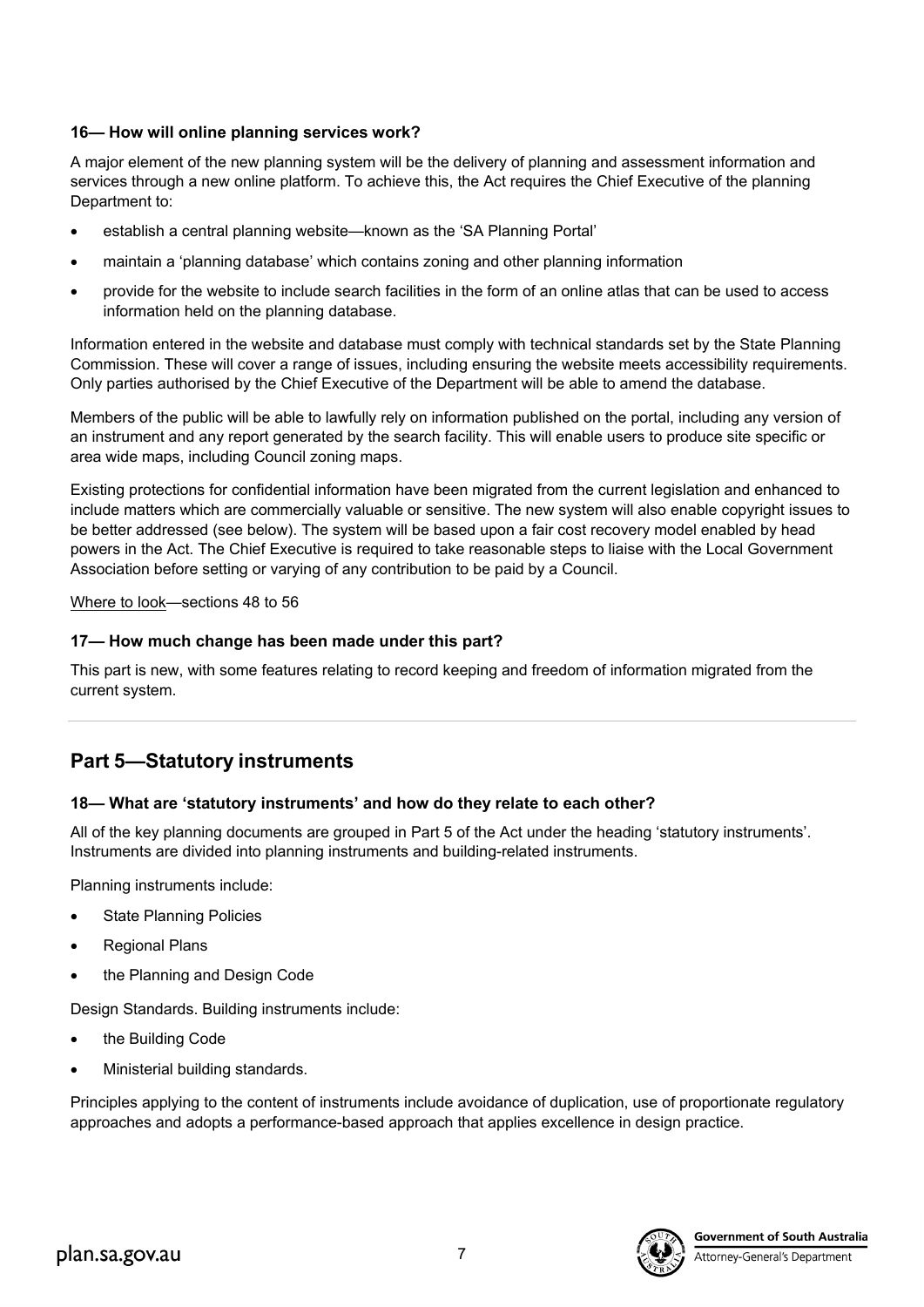#### 16— How will online planning services work?

A major element of the new planning system will be the delivery of planning and assessment information and services through a new online platform. To achieve this, the Act requires the Chief Executive of the planning Department to:

- establish a central planning website—known as the 'SA Planning Portal'
- maintain a 'planning database' which contains zoning and other planning information
- provide for the website to include search facilities in the form of an online atlas that can be used to access information held on the planning database.

Information entered in the website and database must comply with technical standards set by the State Planning Commission. These will cover a range of issues, including ensuring the website meets accessibility requirements. Only parties authorised by the Chief Executive of the Department will be able to amend the database.

Members of the public will be able to lawfully rely on information published on the portal, including any version of an instrument and any report generated by the search facility. This will enable users to produce site specific or area wide maps, including Council zoning maps.

Existing protections for confidential information have been migrated from the current legislation and enhanced to include matters which are commercially valuable or sensitive. The new system will also enable copyright issues to be better addressed (see below). The system will be based upon a fair cost recovery model enabled by head powers in the Act. The Chief Executive is required to take reasonable steps to liaise with the Local Government Association before setting or varying of any contribution to be paid by a Council.

Where to look—sections 48 to 56

#### 17— How much change has been made under this part?

This part is new, with some features relating to record keeping and freedom of information migrated from the current system.

## Part 5—Statutory instruments

#### 18— What are 'statutory instruments' and how do they relate to each other?

All of the key planning documents are grouped in Part 5 of the Act under the heading 'statutory instruments'. Instruments are divided into planning instruments and building-related instruments.

Planning instruments include:

- State Planning Policies
- Regional Plans
- the Planning and Design Code

Design Standards. Building instruments include:

- the Building Code
- Ministerial building standards.

Principles applying to the content of instruments include avoidance of duplication, use of proportionate regulatory approaches and adopts a performance-based approach that applies excellence in design practice.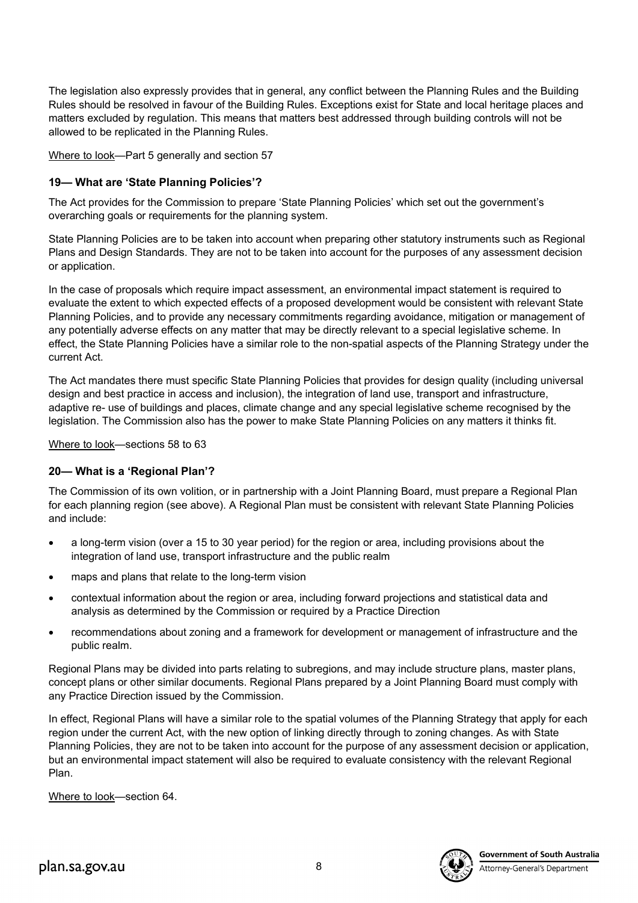The legislation also expressly provides that in general, any conflict between the Planning Rules and the Building Rules should be resolved in favour of the Building Rules. Exceptions exist for State and local heritage places and matters excluded by regulation. This means that matters best addressed through building controls will not be allowed to be replicated in the Planning Rules.

Where to look—Part 5 generally and section 57

### 19— What are 'State Planning Policies'?

The Act provides for the Commission to prepare 'State Planning Policies' which set out the government's overarching goals or requirements for the planning system.

State Planning Policies are to be taken into account when preparing other statutory instruments such as Regional Plans and Design Standards. They are not to be taken into account for the purposes of any assessment decision or application.

In the case of proposals which require impact assessment, an environmental impact statement is required to evaluate the extent to which expected effects of a proposed development would be consistent with relevant State Planning Policies, and to provide any necessary commitments regarding avoidance, mitigation or management of any potentially adverse effects on any matter that may be directly relevant to a special legislative scheme. In effect, the State Planning Policies have a similar role to the non-spatial aspects of the Planning Strategy under the current Act.

The Act mandates there must specific State Planning Policies that provides for design quality (including universal design and best practice in access and inclusion), the integration of land use, transport and infrastructure, adaptive re- use of buildings and places, climate change and any special legislative scheme recognised by the legislation. The Commission also has the power to make State Planning Policies on any matters it thinks fit.

Where to look—sections 58 to 63

### 20— What is a 'Regional Plan'?

The Commission of its own volition, or in partnership with a Joint Planning Board, must prepare a Regional Plan for each planning region (see above). A Regional Plan must be consistent with relevant State Planning Policies and include:

- a long-term vision (over a 15 to 30 year period) for the region or area, including provisions about the integration of land use, transport infrastructure and the public realm
- maps and plans that relate to the long-term vision
- contextual information about the region or area, including forward projections and statistical data and analysis as determined by the Commission or required by a Practice Direction
- recommendations about zoning and a framework for development or management of infrastructure and the public realm.

Regional Plans may be divided into parts relating to subregions, and may include structure plans, master plans, concept plans or other similar documents. Regional Plans prepared by a Joint Planning Board must comply with any Practice Direction issued by the Commission.

In effect, Regional Plans will have a similar role to the spatial volumes of the Planning Strategy that apply for each region under the current Act, with the new option of linking directly through to zoning changes. As with State Planning Policies, they are not to be taken into account for the purpose of any assessment decision or application, but an environmental impact statement will also be required to evaluate consistency with the relevant Regional Plan.

Where to look—section 64.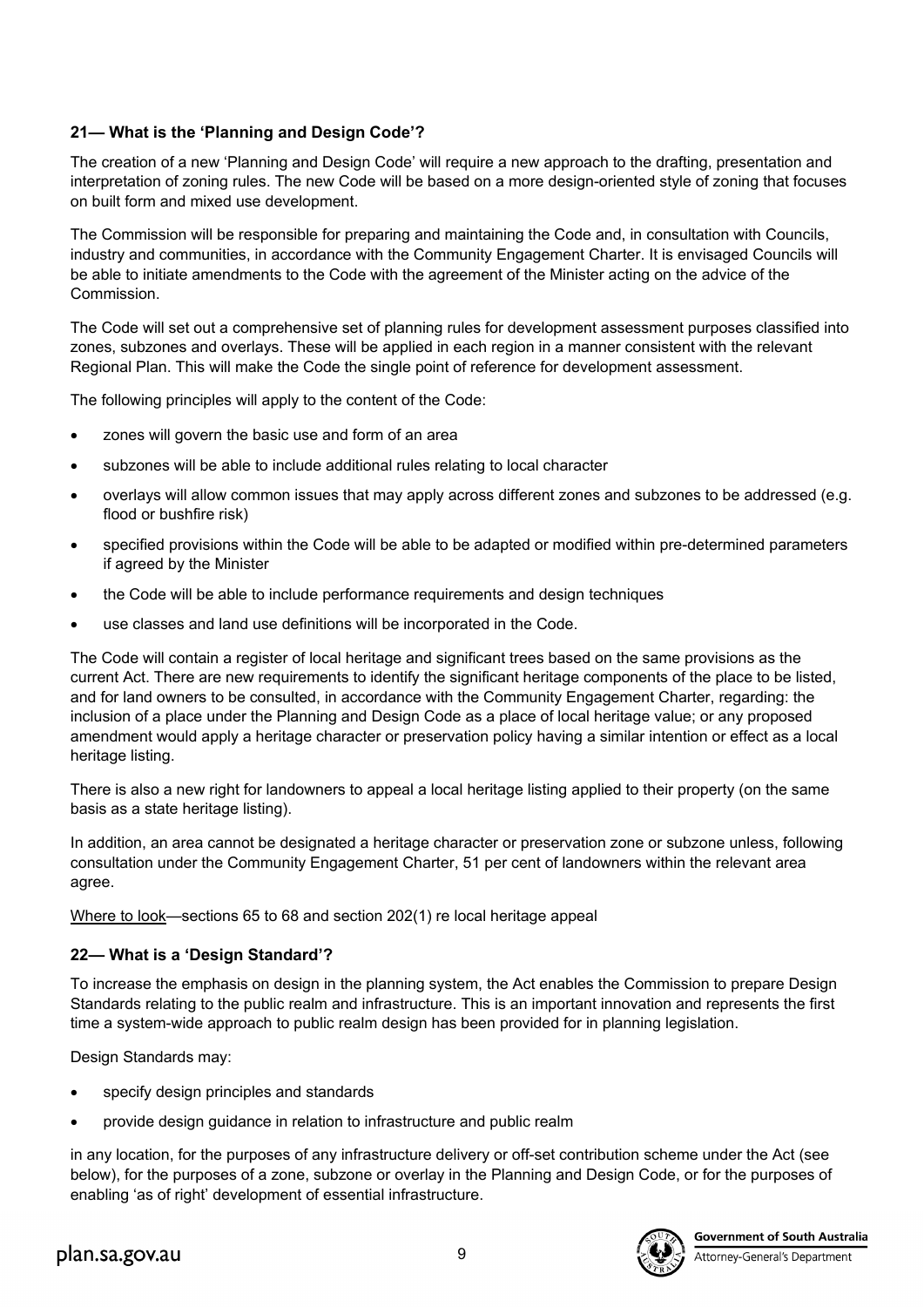### 21— What is the 'Planning and Design Code'?

The creation of a new 'Planning and Design Code' will require a new approach to the drafting, presentation and interpretation of zoning rules. The new Code will be based on a more design-oriented style of zoning that focuses on built form and mixed use development.

The Commission will be responsible for preparing and maintaining the Code and, in consultation with Councils, industry and communities, in accordance with the Community Engagement Charter. It is envisaged Councils will be able to initiate amendments to the Code with the agreement of the Minister acting on the advice of the Commission.

The Code will set out a comprehensive set of planning rules for development assessment purposes classified into zones, subzones and overlays. These will be applied in each region in a manner consistent with the relevant Regional Plan. This will make the Code the single point of reference for development assessment.

The following principles will apply to the content of the Code:

- zones will govern the basic use and form of an area
- subzones will be able to include additional rules relating to local character
- overlays will allow common issues that may apply across different zones and subzones to be addressed (e.g. flood or bushfire risk)
- specified provisions within the Code will be able to be adapted or modified within pre-determined parameters if agreed by the Minister
- the Code will be able to include performance requirements and design techniques
- use classes and land use definitions will be incorporated in the Code.

The Code will contain a register of local heritage and significant trees based on the same provisions as the current Act. There are new requirements to identify the significant heritage components of the place to be listed, and for land owners to be consulted, in accordance with the Community Engagement Charter, regarding: the inclusion of a place under the Planning and Design Code as a place of local heritage value; or any proposed amendment would apply a heritage character or preservation policy having a similar intention or effect as a local heritage listing.

There is also a new right for landowners to appeal a local heritage listing applied to their property (on the same basis as a state heritage listing).

In addition, an area cannot be designated a heritage character or preservation zone or subzone unless, following consultation under the Community Engagement Charter, 51 per cent of landowners within the relevant area agree.

Where to look—sections 65 to 68 and section 202(1) re local heritage appeal

### 22— What is a 'Design Standard'?

To increase the emphasis on design in the planning system, the Act enables the Commission to prepare Design Standards relating to the public realm and infrastructure. This is an important innovation and represents the first time a system-wide approach to public realm design has been provided for in planning legislation.

Design Standards may:

- specify design principles and standards
- provide design guidance in relation to infrastructure and public realm

in any location, for the purposes of any infrastructure delivery or off-set contribution scheme under the Act (see below), for the purposes of a zone, subzone or overlay in the Planning and Design Code, or for the purposes of enabling 'as of right' development of essential infrastructure.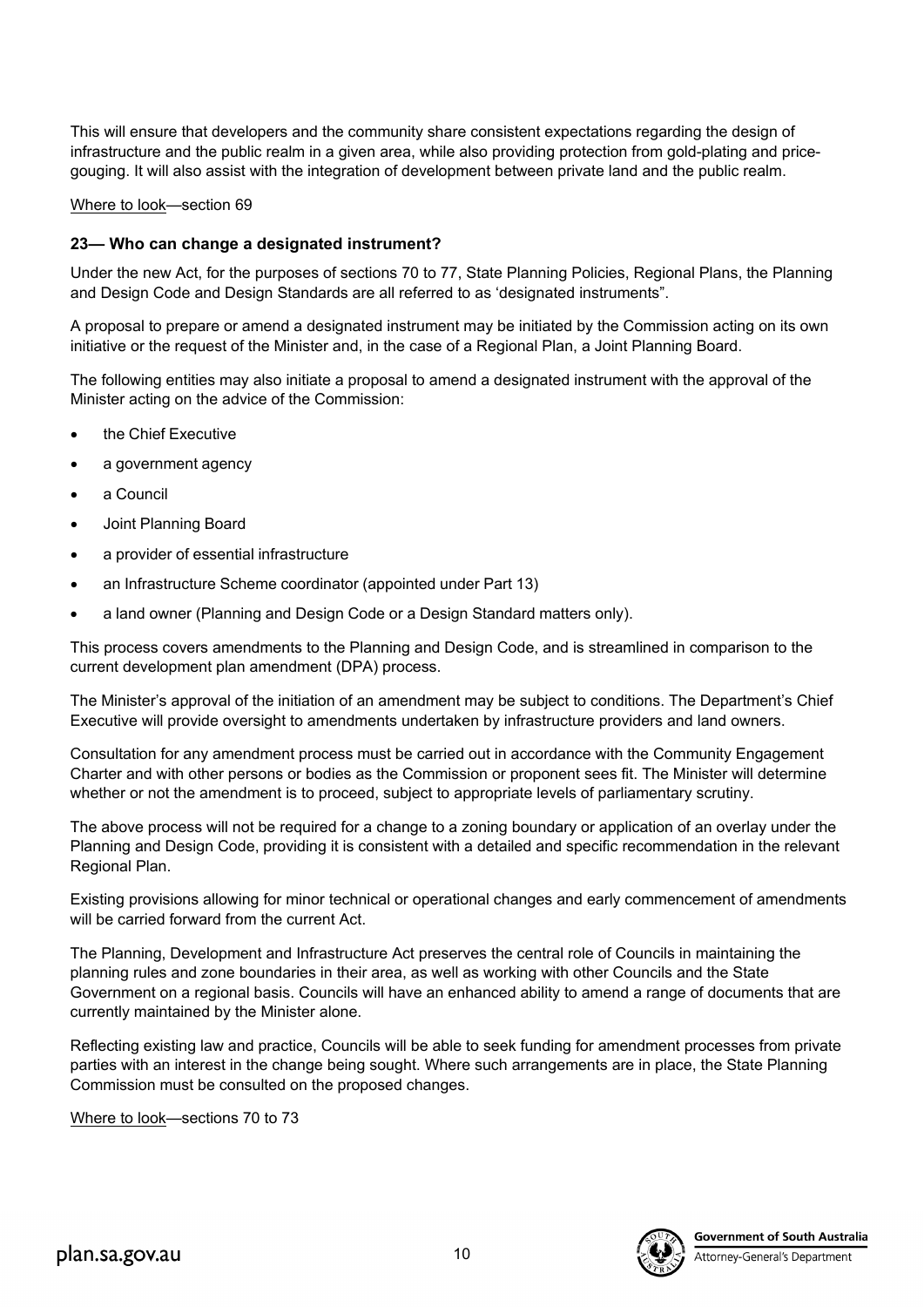This will ensure that developers and the community share consistent expectations regarding the design of infrastructure and the public realm in a given area, while also providing protection from gold-plating and price-gouging. It will also assist with the integration of development between private land and the public realm.

Where to look—section 69

### 23— Who can change a designated instrument?

Under the new Act, for the purposes of sections 70 to 77, State Planning Policies, Regional Plans, the Planning and Design Code and Design Standards are all referred to as 'designated instruments".

A proposal to prepare or amend a designated instrument may be initiated by the Commission acting on its own initiative or the request of the Minister and, in the case of a Regional Plan, a Joint Planning Board.

The following entities may also initiate a proposal to amend a designated instrument with the approval of the Minister acting on the advice of the Commission:

- the Chief Executive
- a government agency
- a Council
- Joint Planning Board
- a provider of essential infrastructure
- an Infrastructure Scheme coordinator (appointed under Part 13)
- a land owner (Planning and Design Code or a Design Standard matters only).

This process covers amendments to the Planning and Design Code, and is streamlined in comparison to the current development plan amendment (DPA) process.

The Minister's approval of the initiation of an amendment may be subject to conditions. The Department's Chief Executive will provide oversight to amendments undertaken by infrastructure providers and land owners.

Consultation for any amendment process must be carried out in accordance with the Community Engagement Charter and with other persons or bodies as the Commission or proponent sees fit. The Minister will determine whether or not the amendment is to proceed, subject to appropriate levels of parliamentary scrutiny.

The above process will not be required for a change to a zoning boundary or application of an overlay under the Planning and Design Code, providing it is consistent with a detailed and specific recommendation in the relevant Regional Plan.

Existing provisions allowing for minor technical or operational changes and early commencement of amendments will be carried forward from the current Act.

The Planning, Development and Infrastructure Act preserves the central role of Councils in maintaining the planning rules and zone boundaries in their area, as well as working with other Councils and the State Government on a regional basis. Councils will have an enhanced ability to amend a range of documents that are currently maintained by the Minister alone.

Reflecting existing law and practice, Councils will be able to seek funding for amendment processes from private parties with an interest in the change being sought. Where such arrangements are in place, the State Planning Commission must be consulted on the proposed changes.

Where to look—sections 70 to 73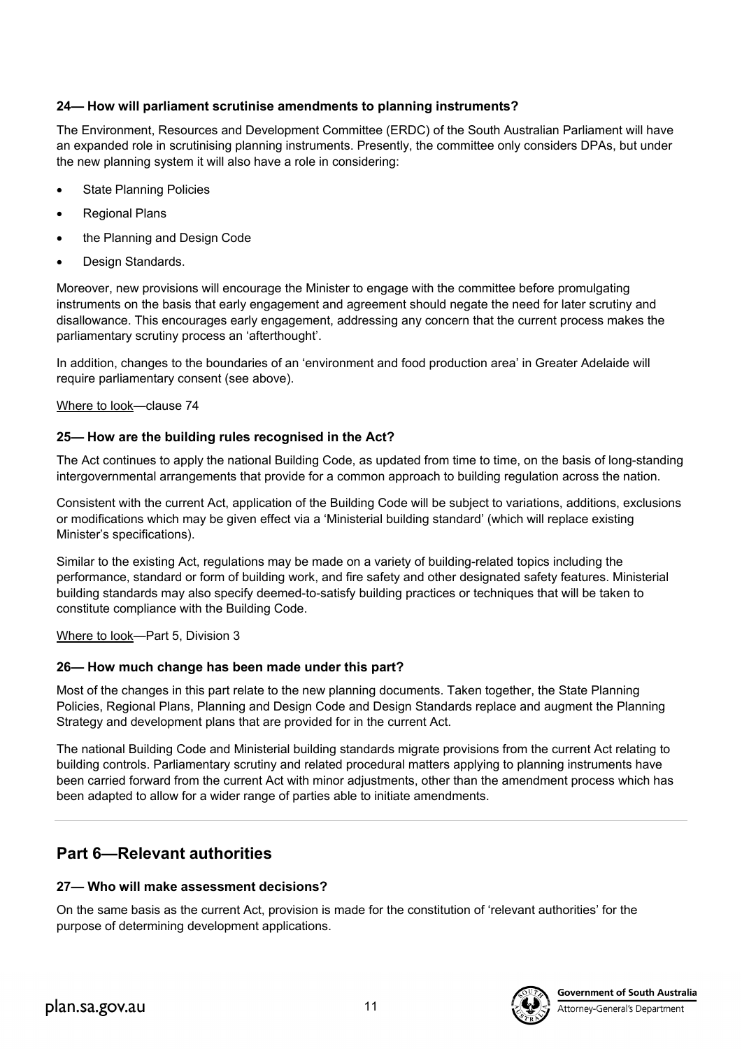### 24— How will parliament scrutinise amendments to planning instruments?

The Environment, Resources and Development Committee (ERDC) of the South Australian Parliament will have an expanded role in scrutinising planning instruments. Presently, the committee only considers DPAs, but under the new planning system it will also have a role in considering:

- State Planning Policies
- Regional Plans
- the Planning and Design Code
- Design Standards.

Moreover, new provisions will encourage the Minister to engage with the committee before promulgating instruments on the basis that early engagement and agreement should negate the need for later scrutiny and disallowance. This encourages early engagement, addressing any concern that the current process makes the parliamentary scrutiny process an 'afterthought'.

In addition, changes to the boundaries of an 'environment and food production area' in Greater Adelaide will require parliamentary consent (see above).

Where to look—clause 74

### 25— How are the building rules recognised in the Act?

The Act continues to apply the national Building Code, as updated from time to time, on the basis of long-standing intergovernmental arrangements that provide for a common approach to building regulation across the nation.

Consistent with the current Act, application of the Building Code will be subject to variations, additions, exclusions or modifications which may be given effect via a 'Ministerial building standard' (which will replace existing Minister's specifications).

Similar to the existing Act, regulations may be made on a variety of building-related topics including the performance, standard or form of building work, and fire safety and other designated safety features. Ministerial building standards may also specify deemed-to-satisfy building practices or techniques that will be taken to constitute compliance with the Building Code.

Where to look—Part 5, Division 3

### 26— How much change has been made under this part?

Most of the changes in this part relate to the new planning documents. Taken together, the State Planning Policies, Regional Plans, Planning and Design Code and Design Standards replace and augment the Planning Strategy and development plans that are provided for in the current Act.

The national Building Code and Ministerial building standards migrate provisions from the current Act relating to building controls. Parliamentary scrutiny and related procedural matters applying to planning instruments have been carried forward from the current Act with minor adjustments, other than the amendment process which has been adapted to allow for a wider range of parties able to initiate amendments.

## Part 6—Relevant authorities

### 27— Who will make assessment decisions?

On the same basis as the current Act, provision is made for the constitution of 'relevant authorities' for the purpose of determining development applications.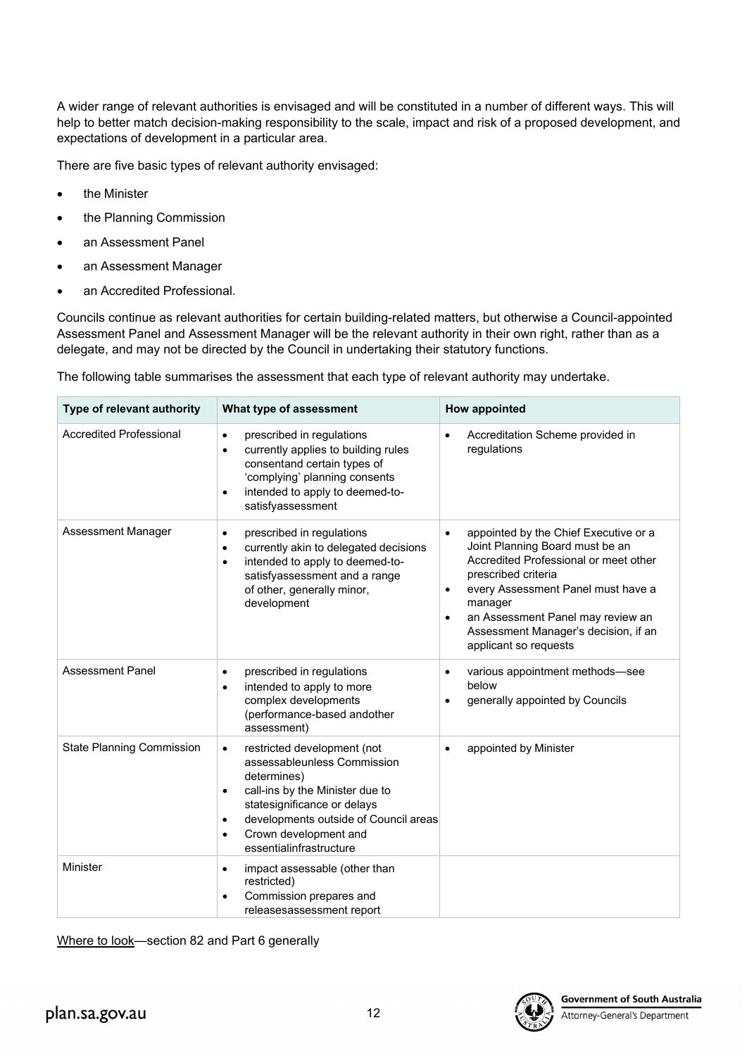A wider range of relevant authorities is envisaged and will be constituted in a number of different ways. This will help to better match decision-making responsibility to the scale, impact and risk of a proposed development, and expectations of development in a particular area.

There are five basic types of relevant authority envisaged:

- the Minister
- the Planning Commission
- an Assessment Panel
- an Assessment Manager
- an Accredited Professional.

Councils continue as relevant authorities for certain building-related matters, but otherwise a Council-appointed Assessment Panel and Assessment Manager will be the relevant authority in their own right, rather than as a delegate, and may not be directed by the Council in undertaking their statutory functions.

The following table summarises the assessment that each type of relevant authority may undertake.

| Type of relevant authority | What type of assessment | How appointed |
|---|---|---|
| Accredited Professional | • prescribed in regulations<br>• currently applies to building rules consentand certain types of 'complying' planning consents<br>• intended to apply to deemed-to-satisfyassessment | • Accreditation Scheme provided in regulations |
| Assessment Manager | • prescribed in regulations<br>• currently akin to delegated decisions<br>• intended to apply to deemed-to-satisfyassessment and a range of other, generally minor, development | • appointed by the Chief Executive or a Joint Planning Board must be an Accredited Professional or meet other prescribed criteria<br>• every Assessment Panel must have a manager<br>• an Assessment Panel may review an Assessment Manager's decision, if an applicant so requests |
| Assessment Panel | • prescribed in regulations<br>• intended to apply to more complex developments (performance-based andother assessment) | • various appointment methods—see below<br>• generally appointed by Councils |
| State Planning Commission | • restricted development (not assessableunless Commission determines)<br>• call-ins by the Minister due to statesignificance or delays<br>• developments outside of Council areas<br>• Crown development and essentialinfrastructure | • appointed by Minister |
| Minister | • impact assessable (other than restricted)<br>• Commission prepares and releasesassessment report | |

Where to look—section 82 and Part 6 generally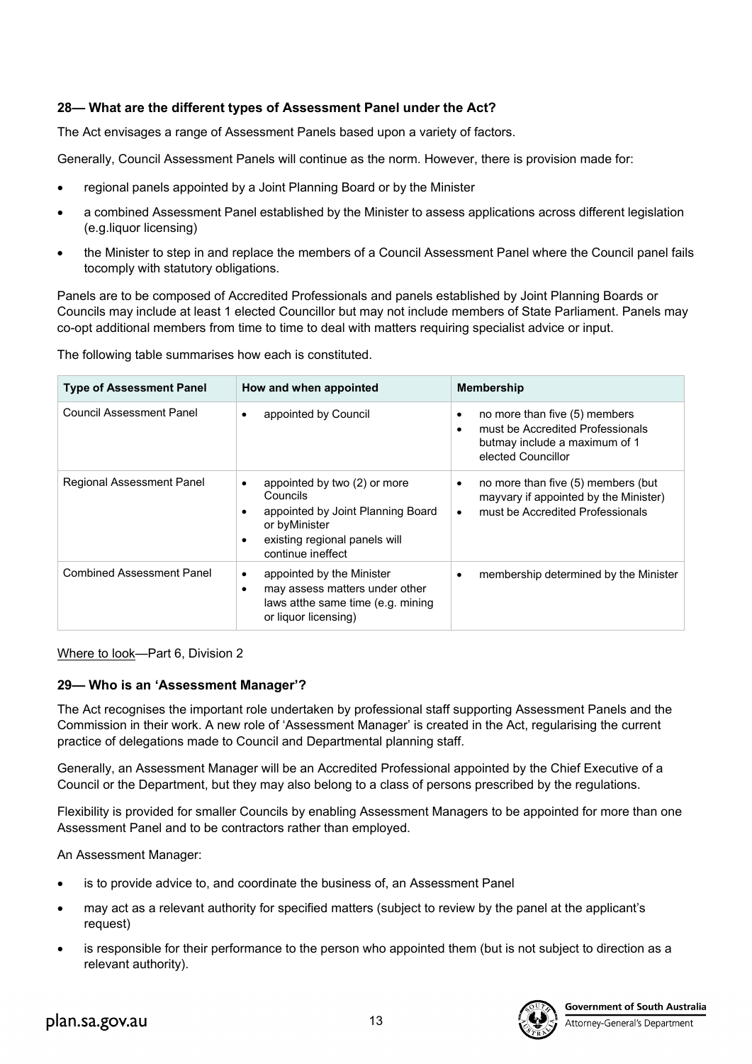### 28— What are the different types of Assessment Panel under the Act?

The Act envisages a range of Assessment Panels based upon a variety of factors.

Generally, Council Assessment Panels will continue as the norm. However, there is provision made for:

- regional panels appointed by a Joint Planning Board or by the Minister
- a combined Assessment Panel established by the Minister to assess applications across different legislation (e.g.liquor licensing)
- the Minister to step in and replace the members of a Council Assessment Panel where the Council panel fails tocomply with statutory obligations.

Panels are to be composed of Accredited Professionals and panels established by Joint Planning Boards or Councils may include at least 1 elected Councillor but may not include members of State Parliament. Panels may co-opt additional members from time to time to deal with matters requiring specialist advice or input.

The following table summarises how each is constituted.

| Type of Assessment Panel | How and when appointed | Membership |
|---|---|---|
| Council Assessment Panel | • appointed by Council | • no more than five (5) members<br>• must be Accredited Professionals butmay include a maximum of 1 elected Councillor |
| Regional Assessment Panel | • appointed by two (2) or more Councils<br>• appointed by Joint Planning Board or byMinister<br>• existing regional panels will continue ineffect | • no more than five (5) members (but mayvary if appointed by the Minister)<br>• must be Accredited Professionals |
| Combined Assessment Panel | • appointed by the Minister<br>• may assess matters under other laws atthe same time (e.g. mining or liquor licensing) | • membership determined by the Minister |

Where to look—Part 6, Division 2

### 29— Who is an 'Assessment Manager'?

The Act recognises the important role undertaken by professional staff supporting Assessment Panels and the Commission in their work. A new role of 'Assessment Manager' is created in the Act, regularising the current practice of delegations made to Council and Departmental planning staff.

Generally, an Assessment Manager will be an Accredited Professional appointed by the Chief Executive of a Council or the Department, but they may also belong to a class of persons prescribed by the regulations.

Flexibility is provided for smaller Councils by enabling Assessment Managers to be appointed for more than one Assessment Panel and to be contractors rather than employed.

An Assessment Manager:

- is to provide advice to, and coordinate the business of, an Assessment Panel
- may act as a relevant authority for specified matters (subject to review by the panel at the applicant's request)
- is responsible for their performance to the person who appointed them (but is not subject to direction as a relevant authority).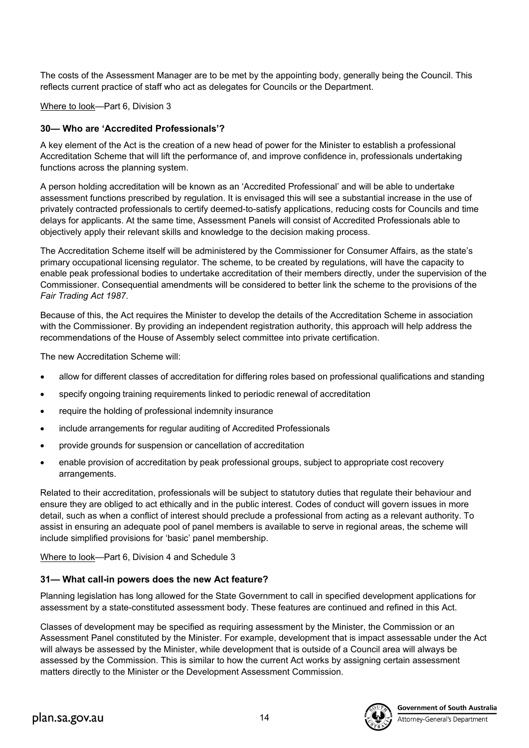The costs of the Assessment Manager are to be met by the appointing body, generally being the Council. This reflects current practice of staff who act as delegates for Councils or the Department.

Where to look—Part 6, Division 3

### 30— Who are 'Accredited Professionals'?

A key element of the Act is the creation of a new head of power for the Minister to establish a professional Accreditation Scheme that will lift the performance of, and improve confidence in, professionals undertaking functions across the planning system.

A person holding accreditation will be known as an 'Accredited Professional' and will be able to undertake assessment functions prescribed by regulation. It is envisaged this will see a substantial increase in the use of privately contracted professionals to certify deemed-to-satisfy applications, reducing costs for Councils and time delays for applicants. At the same time, Assessment Panels will consist of Accredited Professionals able to objectively apply their relevant skills and knowledge to the decision making process.

The Accreditation Scheme itself will be administered by the Commissioner for Consumer Affairs, as the state's primary occupational licensing regulator. The scheme, to be created by regulations, will have the capacity to enable peak professional bodies to undertake accreditation of their members directly, under the supervision of the Commissioner. Consequential amendments will be considered to better link the scheme to the provisions of the *Fair Trading Act 1987*.

Because of this, the Act requires the Minister to develop the details of the Accreditation Scheme in association with the Commissioner. By providing an independent registration authority, this approach will help address the recommendations of the House of Assembly select committee into private certification.

The new Accreditation Scheme will:

- allow for different classes of accreditation for differing roles based on professional qualifications and standing
- specify ongoing training requirements linked to periodic renewal of accreditation
- require the holding of professional indemnity insurance
- include arrangements for regular auditing of Accredited Professionals
- provide grounds for suspension or cancellation of accreditation
- enable provision of accreditation by peak professional groups, subject to appropriate cost recovery arrangements.

Related to their accreditation, professionals will be subject to statutory duties that regulate their behaviour and ensure they are obliged to act ethically and in the public interest. Codes of conduct will govern issues in more detail, such as when a conflict of interest should preclude a professional from acting as a relevant authority. To assist in ensuring an adequate pool of panel members is available to serve in regional areas, the scheme will include simplified provisions for 'basic' panel membership.

Where to look—Part 6, Division 4 and Schedule 3

### 31— What call-in powers does the new Act feature?

Planning legislation has long allowed for the State Government to call in specified development applications for assessment by a state-constituted assessment body. These features are continued and refined in this Act.

Classes of development may be specified as requiring assessment by the Minister, the Commission or an Assessment Panel constituted by the Minister. For example, development that is impact assessable under the Act will always be assessed by the Minister, while development that is outside of a Council area will always be assessed by the Commission. This is similar to how the current Act works by assigning certain assessment matters directly to the Minister or the Development Assessment Commission.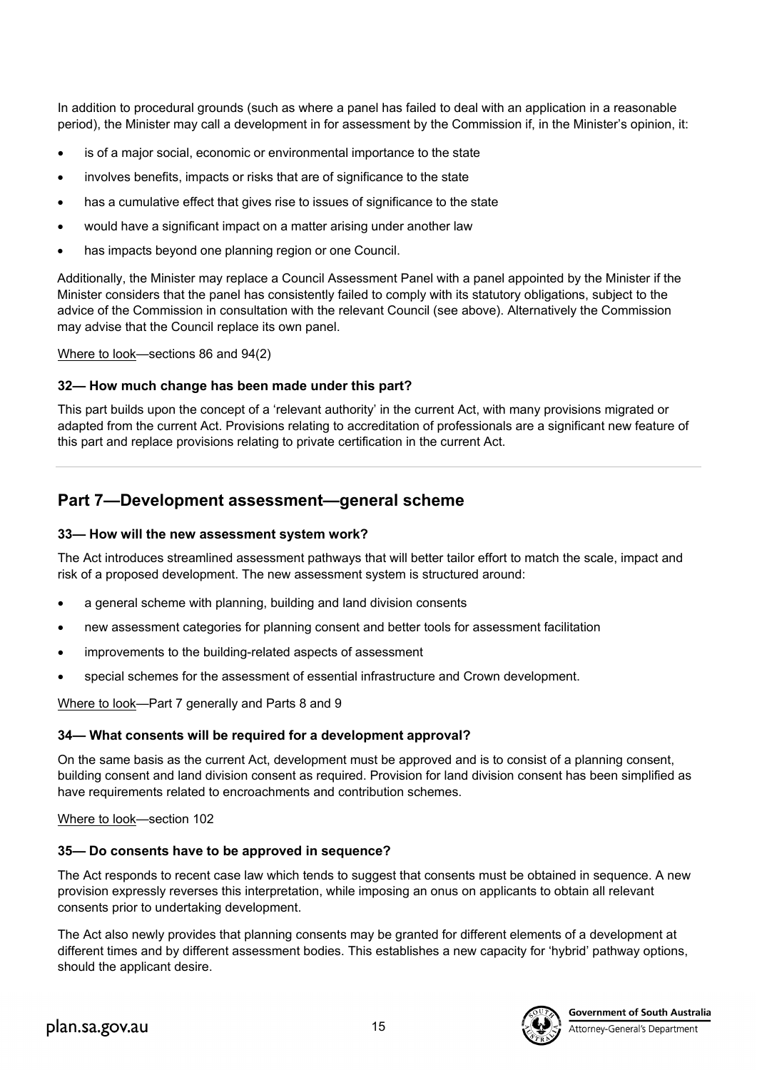In addition to procedural grounds (such as where a panel has failed to deal with an application in a reasonable period), the Minister may call a development in for assessment by the Commission if, in the Minister's opinion, it:

- is of a major social, economic or environmental importance to the state
- involves benefits, impacts or risks that are of significance to the state
- has a cumulative effect that gives rise to issues of significance to the state
- would have a significant impact on a matter arising under another law
- has impacts beyond one planning region or one Council.

Additionally, the Minister may replace a Council Assessment Panel with a panel appointed by the Minister if the Minister considers that the panel has consistently failed to comply with its statutory obligations, subject to the advice of the Commission in consultation with the relevant Council (see above). Alternatively the Commission may advise that the Council replace its own panel.

Where to look—sections 86 and 94(2)

### 32— How much change has been made under this part?

This part builds upon the concept of a 'relevant authority' in the current Act, with many provisions migrated or adapted from the current Act. Provisions relating to accreditation of professionals are a significant new feature of this part and replace provisions relating to private certification in the current Act.

## Part 7—Development assessment—general scheme

### 33— How will the new assessment system work?

The Act introduces streamlined assessment pathways that will better tailor effort to match the scale, impact and risk of a proposed development. The new assessment system is structured around:

- a general scheme with planning, building and land division consents
- new assessment categories for planning consent and better tools for assessment facilitation
- improvements to the building-related aspects of assessment
- special schemes for the assessment of essential infrastructure and Crown development.

Where to look—Part 7 generally and Parts 8 and 9

### 34— What consents will be required for a development approval?

On the same basis as the current Act, development must be approved and is to consist of a planning consent, building consent and land division consent as required. Provision for land division consent has been simplified as have requirements related to encroachments and contribution schemes.

Where to look—section 102

### 35— Do consents have to be approved in sequence?

The Act responds to recent case law which tends to suggest that consents must be obtained in sequence. A new provision expressly reverses this interpretation, while imposing an onus on applicants to obtain all relevant consents prior to undertaking development.

The Act also newly provides that planning consents may be granted for different elements of a development at different times and by different assessment bodies. This establishes a new capacity for 'hybrid' pathway options, should the applicant desire.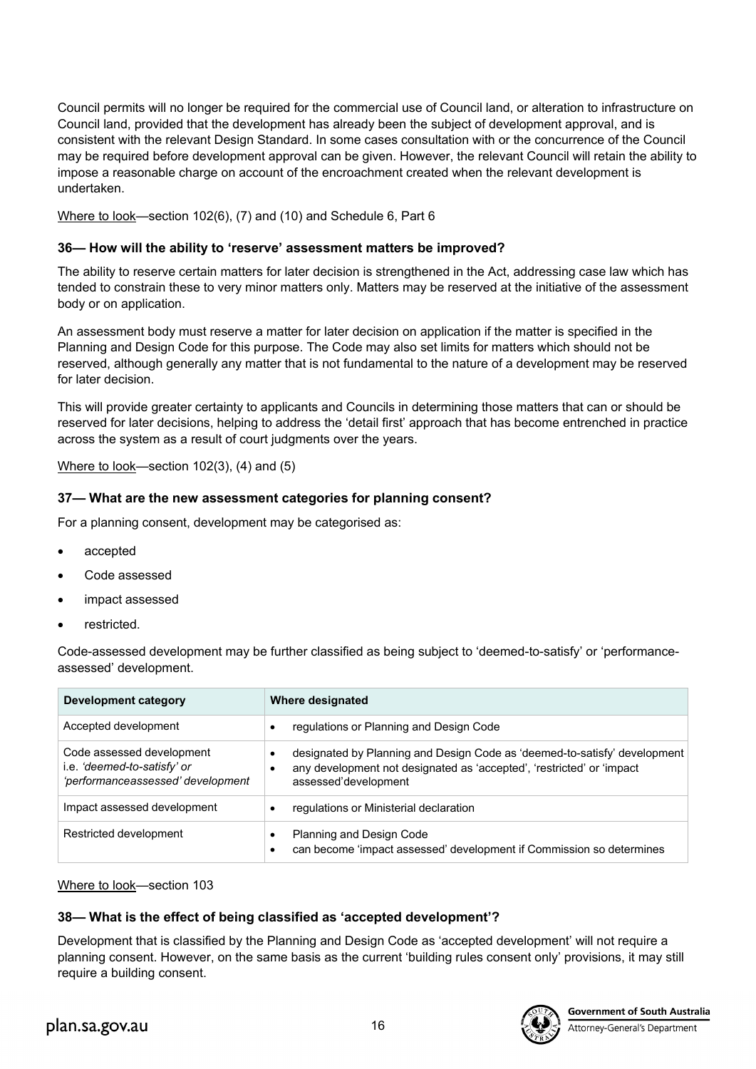Council permits will no longer be required for the commercial use of Council land, or alteration to infrastructure on Council land, provided that the development has already been the subject of development approval, and is consistent with the relevant Design Standard. In some cases consultation with or the concurrence of the Council may be required before development approval can be given. However, the relevant Council will retain the ability to impose a reasonable charge on account of the encroachment created when the relevant development is undertaken.

Where to look—section 102(6), (7) and (10) and Schedule 6, Part 6

### 36— How will the ability to 'reserve' assessment matters be improved?

The ability to reserve certain matters for later decision is strengthened in the Act, addressing case law which has tended to constrain these to very minor matters only. Matters may be reserved at the initiative of the assessment body or on application.

An assessment body must reserve a matter for later decision on application if the matter is specified in the Planning and Design Code for this purpose. The Code may also set limits for matters which should not be reserved, although generally any matter that is not fundamental to the nature of a development may be reserved for later decision.

This will provide greater certainty to applicants and Councils in determining those matters that can or should be reserved for later decisions, helping to address the 'detail first' approach that has become entrenched in practice across the system as a result of court judgments over the years.

Where to look—section 102(3), (4) and (5)

### 37— What are the new assessment categories for planning consent?

For a planning consent, development may be categorised as:

- accepted
- Code assessed
- impact assessed
- restricted.

Code-assessed development may be further classified as being subject to 'deemed-to-satisfy' or 'performance-assessed' development.

| Development category | Where designated |
|---|---|
| Accepted development | • regulations or Planning and Design Code |
| Code assessed development i.e. *'deemed-to-satisfy' or 'performanceassessed' development* | • designated by Planning and Design Code as 'deemed-to-satisfy' development<br>• any development not designated as 'accepted', 'restricted' or 'impact assessed'development |
| Impact assessed development | • regulations or Ministerial declaration |
| Restricted development | • Planning and Design Code<br>• can become 'impact assessed' development if Commission so determines |

Where to look—section 103

### 38— What is the effect of being classified as 'accepted development'?

Development that is classified by the Planning and Design Code as 'accepted development' will not require a planning consent. However, on the same basis as the current 'building rules consent only' provisions, it may still require a building consent.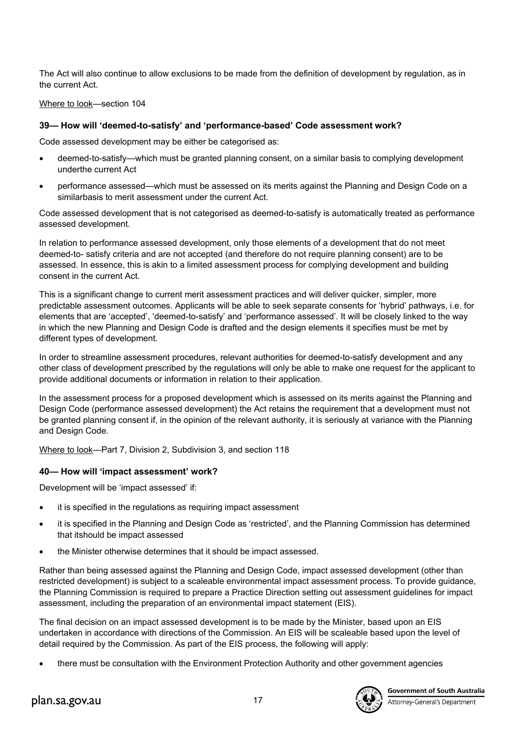The Act will also continue to allow exclusions to be made from the definition of development by regulation, as in the current Act.

Where to look—section 104

### 39— How will 'deemed-to-satisfy' and 'performance-based' Code assessment work?

Code assessed development may be either be categorised as:

- deemed-to-satisfy—which must be granted planning consent, on a similar basis to complying development underthe current Act
- performance assessed—which must be assessed on its merits against the Planning and Design Code on a similarbasis to merit assessment under the current Act.

Code assessed development that is not categorised as deemed-to-satisfy is automatically treated as performance assessed development.

In relation to performance assessed development, only those elements of a development that do not meet deemed-to- satisfy criteria and are not accepted (and therefore do not require planning consent) are to be assessed. In essence, this is akin to a limited assessment process for complying development and building consent in the current Act.

This is a significant change to current merit assessment practices and will deliver quicker, simpler, more predictable assessment outcomes. Applicants will be able to seek separate consents for 'hybrid' pathways, i.e. for elements that are 'accepted', 'deemed-to-satisfy' and 'performance assessed'. It will be closely linked to the way in which the new Planning and Design Code is drafted and the design elements it specifies must be met by different types of development.

In order to streamline assessment procedures, relevant authorities for deemed-to-satisfy development and any other class of development prescribed by the regulations will only be able to make one request for the applicant to provide additional documents or information in relation to their application.

In the assessment process for a proposed development which is assessed on its merits against the Planning and Design Code (performance assessed development) the Act retains the requirement that a development must not be granted planning consent if, in the opinion of the relevant authority, it is seriously at variance with the Planning and Design Code.

Where to look—Part 7, Division 2, Subdivision 3, and section 118

### 40— How will 'impact assessment' work?

Development will be 'impact assessed' if:

- it is specified in the regulations as requiring impact assessment
- it is specified in the Planning and Design Code as 'restricted', and the Planning Commission has determined that itshould be impact assessed
- the Minister otherwise determines that it should be impact assessed.

Rather than being assessed against the Planning and Design Code, impact assessed development (other than restricted development) is subject to a scaleable environmental impact assessment process. To provide guidance, the Planning Commission is required to prepare a Practice Direction setting out assessment guidelines for impact assessment, including the preparation of an environmental impact statement (EIS).

The final decision on an impact assessed development is to be made by the Minister, based upon an EIS undertaken in accordance with directions of the Commission. An EIS will be scaleable based upon the level of detail required by the Commission. As part of the EIS process, the following will apply:

- there must be consultation with the Environment Protection Authority and other government agencies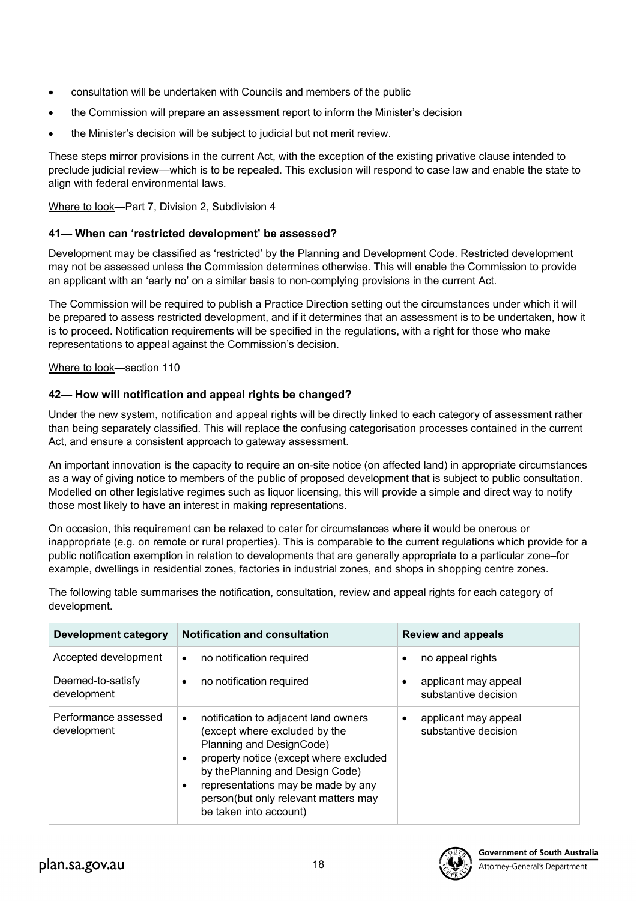- consultation will be undertaken with Councils and members of the public
- the Commission will prepare an assessment report to inform the Minister's decision
- the Minister's decision will be subject to judicial but not merit review.

These steps mirror provisions in the current Act, with the exception of the existing privative clause intended to preclude judicial review—which is to be repealed. This exclusion will respond to case law and enable the state to align with federal environmental laws.

Where to look—Part 7, Division 2, Subdivision 4

### 41— When can 'restricted development' be assessed?

Development may be classified as 'restricted' by the Planning and Development Code. Restricted development may not be assessed unless the Commission determines otherwise. This will enable the Commission to provide an applicant with an 'early no' on a similar basis to non-complying provisions in the current Act.

The Commission will be required to publish a Practice Direction setting out the circumstances under which it will be prepared to assess restricted development, and if it determines that an assessment is to be undertaken, how it is to proceed. Notification requirements will be specified in the regulations, with a right for those who make representations to appeal against the Commission's decision.

Where to look—section 110

### 42— How will notification and appeal rights be changed?

Under the new system, notification and appeal rights will be directly linked to each category of assessment rather than being separately classified. This will replace the confusing categorisation processes contained in the current Act, and ensure a consistent approach to gateway assessment.

An important innovation is the capacity to require an on-site notice (on affected land) in appropriate circumstances as a way of giving notice to members of the public of proposed development that is subject to public consultation. Modelled on other legislative regimes such as liquor licensing, this will provide a simple and direct way to notify those most likely to have an interest in making representations.

On occasion, this requirement can be relaxed to cater for circumstances where it would be onerous or inappropriate (e.g. on remote or rural properties). This is comparable to the current regulations which provide for a public notification exemption in relation to developments that are generally appropriate to a particular zone–for example, dwellings in residential zones, factories in industrial zones, and shops in shopping centre zones.

The following table summarises the notification, consultation, review and appeal rights for each category of development.

| Development category | Notification and consultation | Review and appeals |
| --- | --- | --- |
| Accepted development | • no notification required | • no appeal rights |
| Deemed-to-satisfy development | • no notification required | • applicant may appeal substantive decision |
| Performance assessed development | • notification to adjacent land owners (except where excluded by the Planning and DesignCode)<br>• property notice (except where excluded by thePlanning and Design Code)<br>• representations may be made by any person(but only relevant matters may be taken into account) | • applicant may appeal substantive decision |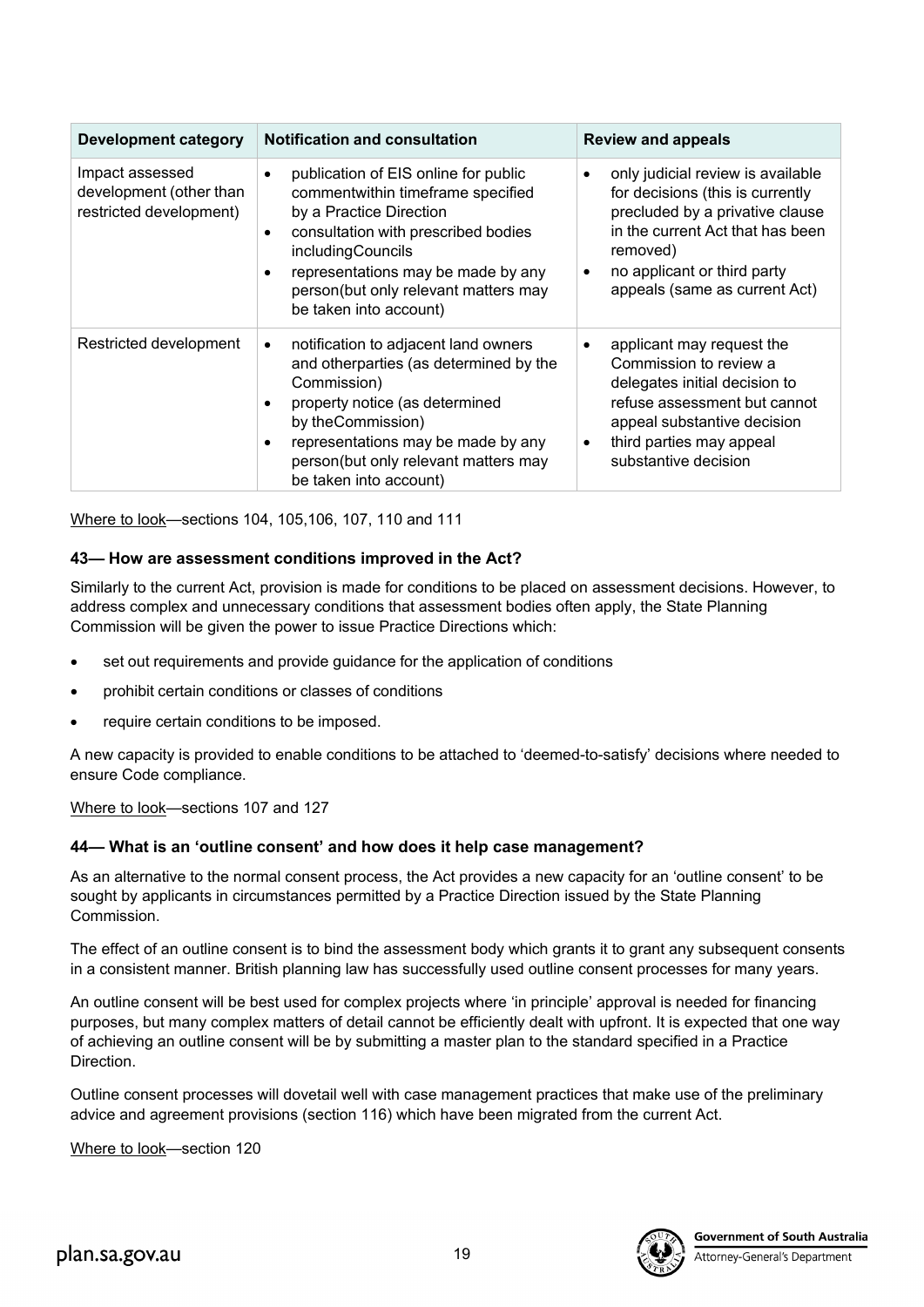| Development category | Notification and consultation | Review and appeals |
|---|---|---|
| Impact assessed development (other than restricted development) | • publication of EIS online for public commentwithin timeframe specified by a Practice Direction<br>• consultation with prescribed bodies includingCouncils<br>• representations may be made by any person(but only relevant matters may be taken into account) | • only judicial review is available for decisions (this is currently precluded by a privative clause in the current Act that has been removed)<br>• no applicant or third party appeals (same as current Act) |
| Restricted development | • notification to adjacent land owners and otherparties (as determined by the Commission)<br>• property notice (as determined by theCommission)<br>• representations may be made by any person(but only relevant matters may be taken into account) | • applicant may request the Commission to review a delegates initial decision to refuse assessment but cannot appeal substantive decision<br>• third parties may appeal substantive decision |

Where to look—sections 104, 105,106, 107, 110 and 111

### 43— How are assessment conditions improved in the Act?

Similarly to the current Act, provision is made for conditions to be placed on assessment decisions. However, to address complex and unnecessary conditions that assessment bodies often apply, the State Planning Commission will be given the power to issue Practice Directions which:

- set out requirements and provide guidance for the application of conditions
- prohibit certain conditions or classes of conditions
- require certain conditions to be imposed.

A new capacity is provided to enable conditions to be attached to 'deemed-to-satisfy' decisions where needed to ensure Code compliance.

Where to look—sections 107 and 127

### 44— What is an 'outline consent' and how does it help case management?

As an alternative to the normal consent process, the Act provides a new capacity for an 'outline consent' to be sought by applicants in circumstances permitted by a Practice Direction issued by the State Planning Commission.

The effect of an outline consent is to bind the assessment body which grants it to grant any subsequent consents in a consistent manner. British planning law has successfully used outline consent processes for many years.

An outline consent will be best used for complex projects where 'in principle' approval is needed for financing purposes, but many complex matters of detail cannot be efficiently dealt with upfront. It is expected that one way of achieving an outline consent will be by submitting a master plan to the standard specified in a Practice Direction.

Outline consent processes will dovetail well with case management practices that make use of the preliminary advice and agreement provisions (section 116) which have been migrated from the current Act.

Where to look—section 120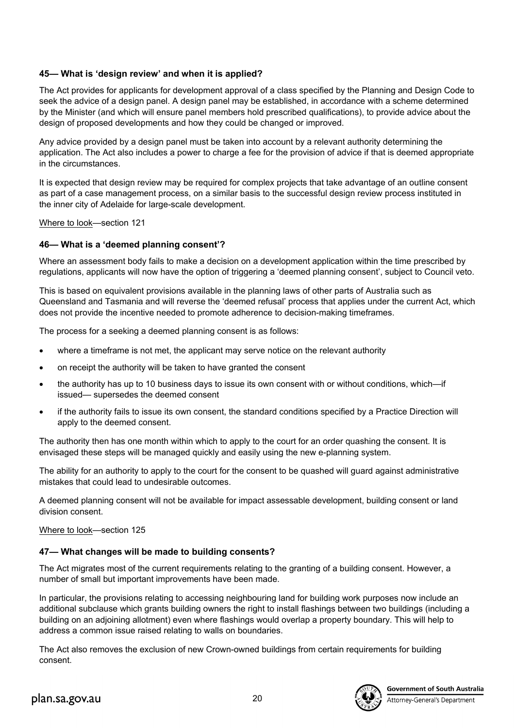### 45— What is 'design review' and when it is applied?

The Act provides for applicants for development approval of a class specified by the Planning and Design Code to seek the advice of a design panel. A design panel may be established, in accordance with a scheme determined by the Minister (and which will ensure panel members hold prescribed qualifications), to provide advice about the design of proposed developments and how they could be changed or improved.

Any advice provided by a design panel must be taken into account by a relevant authority determining the application. The Act also includes a power to charge a fee for the provision of advice if that is deemed appropriate in the circumstances.

It is expected that design review may be required for complex projects that take advantage of an outline consent as part of a case management process, on a similar basis to the successful design review process instituted in the inner city of Adelaide for large-scale development.

Where to look—section 121

### 46— What is a 'deemed planning consent'?

Where an assessment body fails to make a decision on a development application within the time prescribed by regulations, applicants will now have the option of triggering a 'deemed planning consent', subject to Council veto.

This is based on equivalent provisions available in the planning laws of other parts of Australia such as Queensland and Tasmania and will reverse the 'deemed refusal' process that applies under the current Act, which does not provide the incentive needed to promote adherence to decision-making timeframes.

The process for a seeking a deemed planning consent is as follows:

- where a timeframe is not met, the applicant may serve notice on the relevant authority
- on receipt the authority will be taken to have granted the consent
- the authority has up to 10 business days to issue its own consent with or without conditions, which—if issued— supersedes the deemed consent
- if the authority fails to issue its own consent, the standard conditions specified by a Practice Direction will apply to the deemed consent.

The authority then has one month within which to apply to the court for an order quashing the consent. It is envisaged these steps will be managed quickly and easily using the new e-planning system.

The ability for an authority to apply to the court for the consent to be quashed will guard against administrative mistakes that could lead to undesirable outcomes.

A deemed planning consent will not be available for impact assessable development, building consent or land division consent.

Where to look—section 125

### 47— What changes will be made to building consents?

The Act migrates most of the current requirements relating to the granting of a building consent. However, a number of small but important improvements have been made.

In particular, the provisions relating to accessing neighbouring land for building work purposes now include an additional subclause which grants building owners the right to install flashings between two buildings (including a building on an adjoining allotment) even where flashings would overlap a property boundary. This will help to address a common issue raised relating to walls on boundaries.

The Act also removes the exclusion of new Crown-owned buildings from certain requirements for building consent.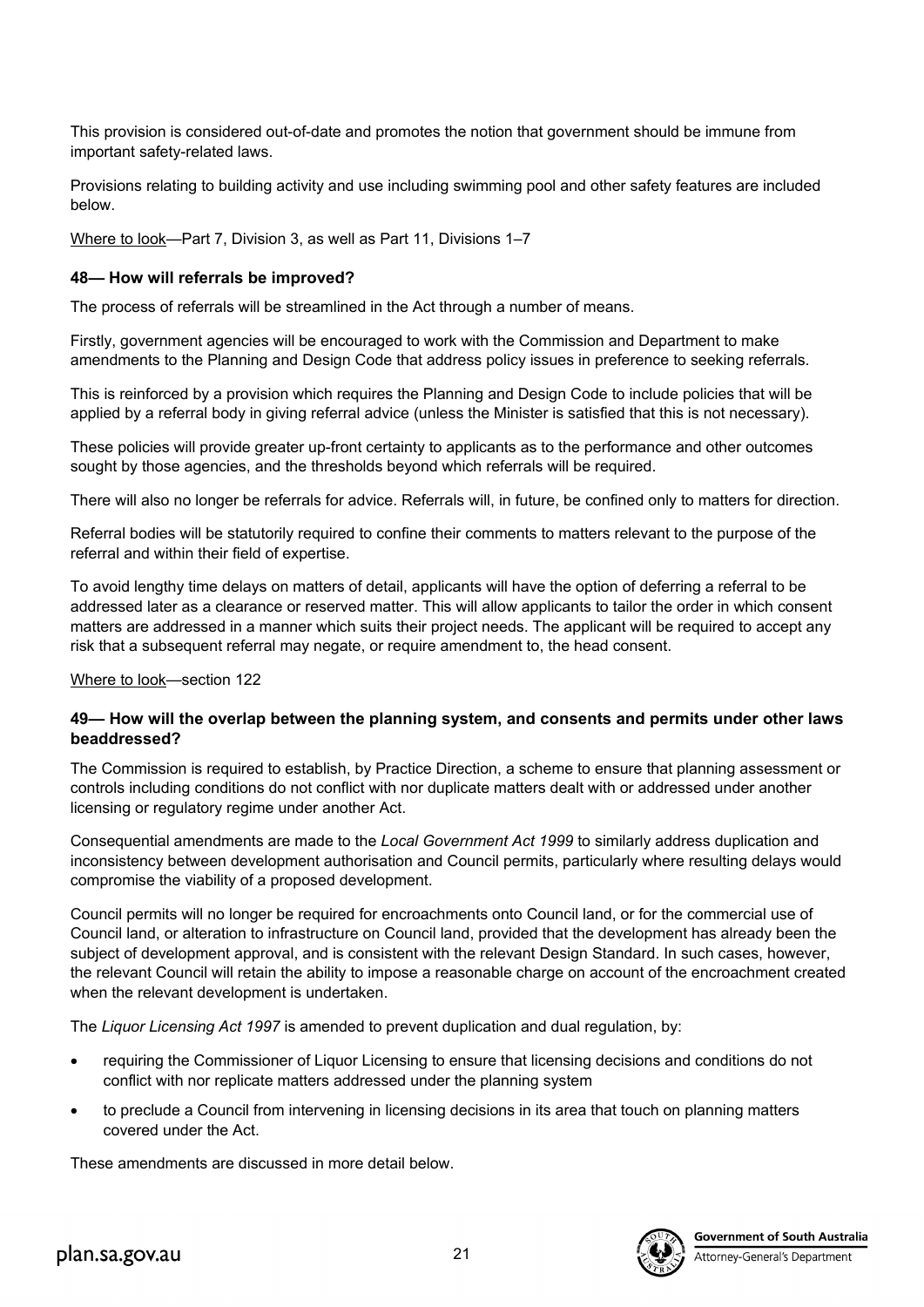This provision is considered out-of-date and promotes the notion that government should be immune from important safety-related laws.

Provisions relating to building activity and use including swimming pool and other safety features are included below.

Where to look—Part 7, Division 3, as well as Part 11, Divisions 1–7

### 48— How will referrals be improved?

The process of referrals will be streamlined in the Act through a number of means.

Firstly, government agencies will be encouraged to work with the Commission and Department to make amendments to the Planning and Design Code that address policy issues in preference to seeking referrals.

This is reinforced by a provision which requires the Planning and Design Code to include policies that will be applied by a referral body in giving referral advice (unless the Minister is satisfied that this is not necessary).

These policies will provide greater up-front certainty to applicants as to the performance and other outcomes sought by those agencies, and the thresholds beyond which referrals will be required.

There will also no longer be referrals for advice. Referrals will, in future, be confined only to matters for direction.

Referral bodies will be statutorily required to confine their comments to matters relevant to the purpose of the referral and within their field of expertise.

To avoid lengthy time delays on matters of detail, applicants will have the option of deferring a referral to be addressed later as a clearance or reserved matter. This will allow applicants to tailor the order in which consent matters are addressed in a manner which suits their project needs. The applicant will be required to accept any risk that a subsequent referral may negate, or require amendment to, the head consent.

Where to look—section 122

### 49— How will the overlap between the planning system, and consents and permits under other laws beaddressed?

The Commission is required to establish, by Practice Direction, a scheme to ensure that planning assessment or controls including conditions do not conflict with nor duplicate matters dealt with or addressed under another licensing or regulatory regime under another Act.

Consequential amendments are made to the *Local Government Act 1999* to similarly address duplication and inconsistency between development authorisation and Council permits, particularly where resulting delays would compromise the viability of a proposed development.

Council permits will no longer be required for encroachments onto Council land, or for the commercial use of Council land, or alteration to infrastructure on Council land, provided that the development has already been the subject of development approval, and is consistent with the relevant Design Standard. In such cases, however, the relevant Council will retain the ability to impose a reasonable charge on account of the encroachment created when the relevant development is undertaken.

The *Liquor Licensing Act 1997* is amended to prevent duplication and dual regulation, by:

- requiring the Commissioner of Liquor Licensing to ensure that licensing decisions and conditions do not conflict with nor replicate matters addressed under the planning system
- to preclude a Council from intervening in licensing decisions in its area that touch on planning matters covered under the Act.

These amendments are discussed in more detail below.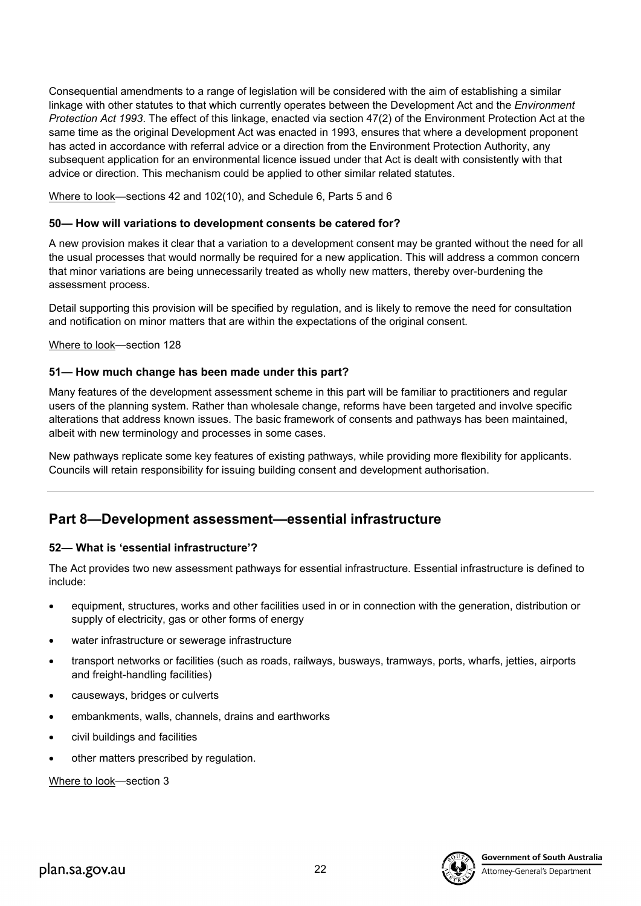Consequential amendments to a range of legislation will be considered with the aim of establishing a similar linkage with other statutes to that which currently operates between the Development Act and the *Environment Protection Act 1993*. The effect of this linkage, enacted via section 47(2) of the Environment Protection Act at the same time as the original Development Act was enacted in 1993, ensures that where a development proponent has acted in accordance with referral advice or a direction from the Environment Protection Authority, any subsequent application for an environmental licence issued under that Act is dealt with consistently with that advice or direction. This mechanism could be applied to other similar related statutes.

Where to look—sections 42 and 102(10), and Schedule 6, Parts 5 and 6

#### 50— How will variations to development consents be catered for?

A new provision makes it clear that a variation to a development consent may be granted without the need for all the usual processes that would normally be required for a new application. This will address a common concern that minor variations are being unnecessarily treated as wholly new matters, thereby over-burdening the assessment process.

Detail supporting this provision will be specified by regulation, and is likely to remove the need for consultation and notification on minor matters that are within the expectations of the original consent.

Where to look—section 128

#### 51— How much change has been made under this part?

Many features of the development assessment scheme in this part will be familiar to practitioners and regular users of the planning system. Rather than wholesale change, reforms have been targeted and involve specific alterations that address known issues. The basic framework of consents and pathways has been maintained, albeit with new terminology and processes in some cases.

New pathways replicate some key features of existing pathways, while providing more flexibility for applicants. Councils will retain responsibility for issuing building consent and development authorisation.

---

## Part 8—Development assessment—essential infrastructure

#### 52— What is 'essential infrastructure'?

The Act provides two new assessment pathways for essential infrastructure. Essential infrastructure is defined to include:

- equipment, structures, works and other facilities used in or in connection with the generation, distribution or supply of electricity, gas or other forms of energy
- water infrastructure or sewerage infrastructure
- transport networks or facilities (such as roads, railways, busways, tramways, ports, wharfs, jetties, airports and freight-handling facilities)
- causeways, bridges or culverts
- embankments, walls, channels, drains and earthworks
- civil buildings and facilities
- other matters prescribed by regulation.

Where to look—section 3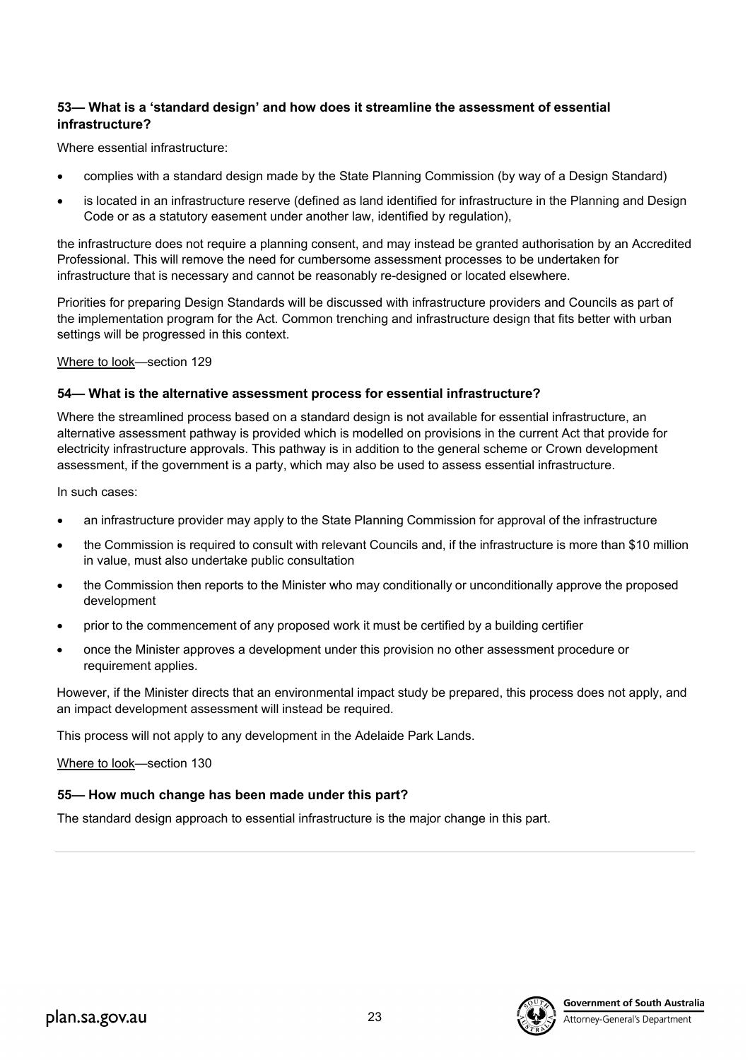### 53— What is a 'standard design' and how does it streamline the assessment of essential infrastructure?

Where essential infrastructure:

- complies with a standard design made by the State Planning Commission (by way of a Design Standard)
- is located in an infrastructure reserve (defined as land identified for infrastructure in the Planning and Design Code or as a statutory easement under another law, identified by regulation),

the infrastructure does not require a planning consent, and may instead be granted authorisation by an Accredited Professional. This will remove the need for cumbersome assessment processes to be undertaken for infrastructure that is necessary and cannot be reasonably re-designed or located elsewhere.

Priorities for preparing Design Standards will be discussed with infrastructure providers and Councils as part of the implementation program for the Act. Common trenching and infrastructure design that fits better with urban settings will be progressed in this context.

Where to look—section 129

### 54— What is the alternative assessment process for essential infrastructure?

Where the streamlined process based on a standard design is not available for essential infrastructure, an alternative assessment pathway is provided which is modelled on provisions in the current Act that provide for electricity infrastructure approvals. This pathway is in addition to the general scheme or Crown development assessment, if the government is a party, which may also be used to assess essential infrastructure.

In such cases:

- an infrastructure provider may apply to the State Planning Commission for approval of the infrastructure
- the Commission is required to consult with relevant Councils and, if the infrastructure is more than $10 million in value, must also undertake public consultation
- the Commission then reports to the Minister who may conditionally or unconditionally approve the proposed development
- prior to the commencement of any proposed work it must be certified by a building certifier
- once the Minister approves a development under this provision no other assessment procedure or requirement applies.

However, if the Minister directs that an environmental impact study be prepared, this process does not apply, and an impact development assessment will instead be required.

This process will not apply to any development in the Adelaide Park Lands.

Where to look—section 130

### 55— How much change has been made under this part?

The standard design approach to essential infrastructure is the major change in this part.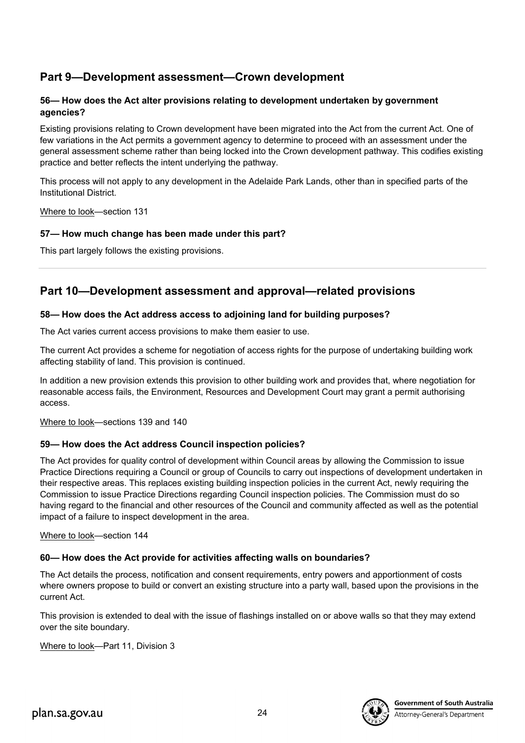## Part 9—Development assessment—Crown development

### 56— How does the Act alter provisions relating to development undertaken by government agencies?

Existing provisions relating to Crown development have been migrated into the Act from the current Act. One of few variations in the Act permits a government agency to determine to proceed with an assessment under the general assessment scheme rather than being locked into the Crown development pathway. This codifies existing practice and better reflects the intent underlying the pathway.

This process will not apply to any development in the Adelaide Park Lands, other than in specified parts of the Institutional District.

Where to look—section 131

### 57— How much change has been made under this part?

This part largely follows the existing provisions.

---

## Part 10—Development assessment and approval—related provisions

### 58— How does the Act address access to adjoining land for building purposes?

The Act varies current access provisions to make them easier to use.

The current Act provides a scheme for negotiation of access rights for the purpose of undertaking building work affecting stability of land. This provision is continued.

In addition a new provision extends this provision to other building work and provides that, where negotiation for reasonable access fails, the Environment, Resources and Development Court may grant a permit authorising access.

Where to look—sections 139 and 140

### 59— How does the Act address Council inspection policies?

The Act provides for quality control of development within Council areas by allowing the Commission to issue Practice Directions requiring a Council or group of Councils to carry out inspections of development undertaken in their respective areas. This replaces existing building inspection policies in the current Act, newly requiring the Commission to issue Practice Directions regarding Council inspection policies. The Commission must do so having regard to the financial and other resources of the Council and community affected as well as the potential impact of a failure to inspect development in the area.

Where to look—section 144

### 60— How does the Act provide for activities affecting walls on boundaries?

The Act details the process, notification and consent requirements, entry powers and apportionment of costs where owners propose to build or convert an existing structure into a party wall, based upon the provisions in the current Act.

This provision is extended to deal with the issue of flashings installed on or above walls so that they may extend over the site boundary.

Where to look—Part 11, Division 3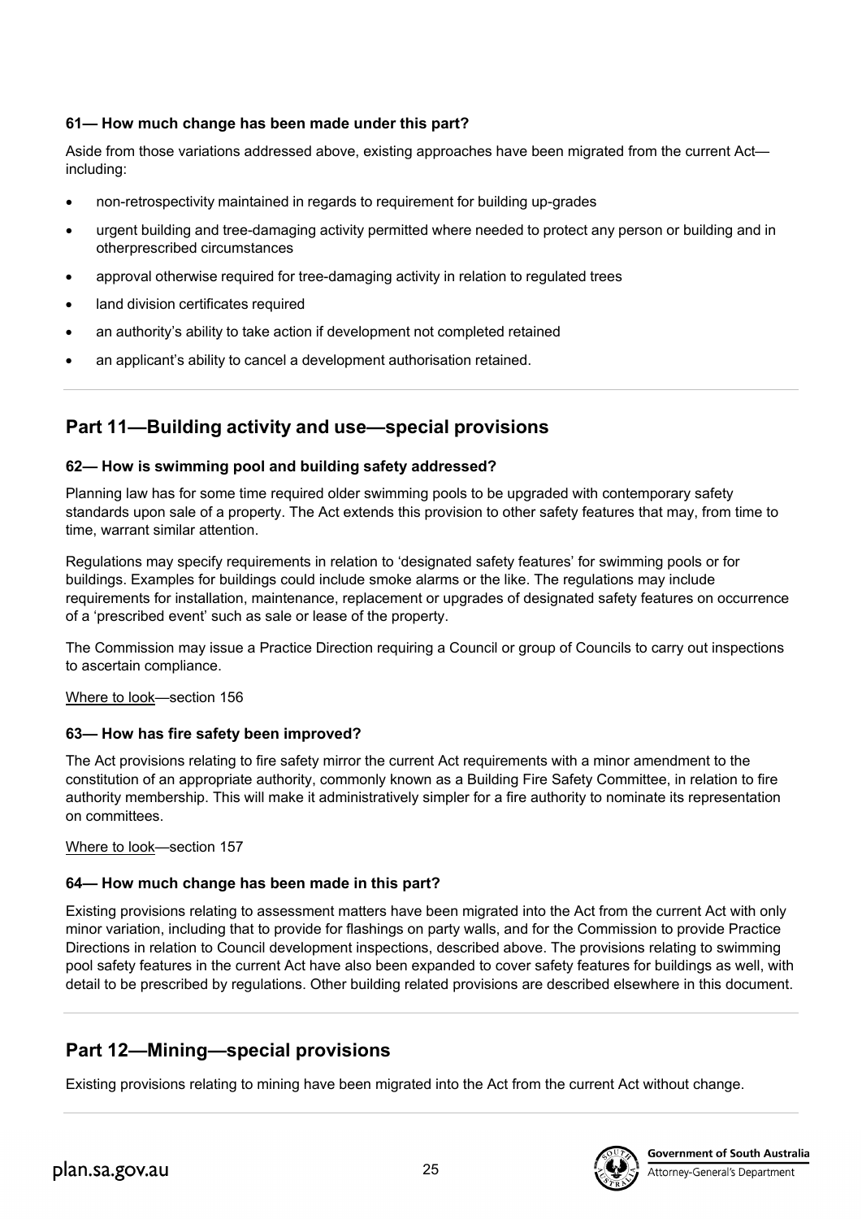#### 61— How much change has been made under this part?

Aside from those variations addressed above, existing approaches have been migrated from the current Act—including:

- non-retrospectivity maintained in regards to requirement for building up-grades
- urgent building and tree-damaging activity permitted where needed to protect any person or building and in otherprescribed circumstances
- approval otherwise required for tree-damaging activity in relation to regulated trees
- land division certificates required
- an authority's ability to take action if development not completed retained
- an applicant's ability to cancel a development authorisation retained.

---

## Part 11—Building activity and use—special provisions

#### 62— How is swimming pool and building safety addressed?

Planning law has for some time required older swimming pools to be upgraded with contemporary safety standards upon sale of a property. The Act extends this provision to other safety features that may, from time to time, warrant similar attention.

Regulations may specify requirements in relation to 'designated safety features' for swimming pools or for buildings. Examples for buildings could include smoke alarms or the like. The regulations may include requirements for installation, maintenance, replacement or upgrades of designated safety features on occurrence of a 'prescribed event' such as sale or lease of the property.

The Commission may issue a Practice Direction requiring a Council or group of Councils to carry out inspections to ascertain compliance.

Where to look—section 156

#### 63— How has fire safety been improved?

The Act provisions relating to fire safety mirror the current Act requirements with a minor amendment to the constitution of an appropriate authority, commonly known as a Building Fire Safety Committee, in relation to fire authority membership. This will make it administratively simpler for a fire authority to nominate its representation on committees.

Where to look—section 157

#### 64— How much change has been made in this part?

Existing provisions relating to assessment matters have been migrated into the Act from the current Act with only minor variation, including that to provide for flashings on party walls, and for the Commission to provide Practice Directions in relation to Council development inspections, described above. The provisions relating to swimming pool safety features in the current Act have also been expanded to cover safety features for buildings as well, with detail to be prescribed by regulations. Other building related provisions are described elsewhere in this document.

---

## Part 12—Mining—special provisions

Existing provisions relating to mining have been migrated into the Act from the current Act without change.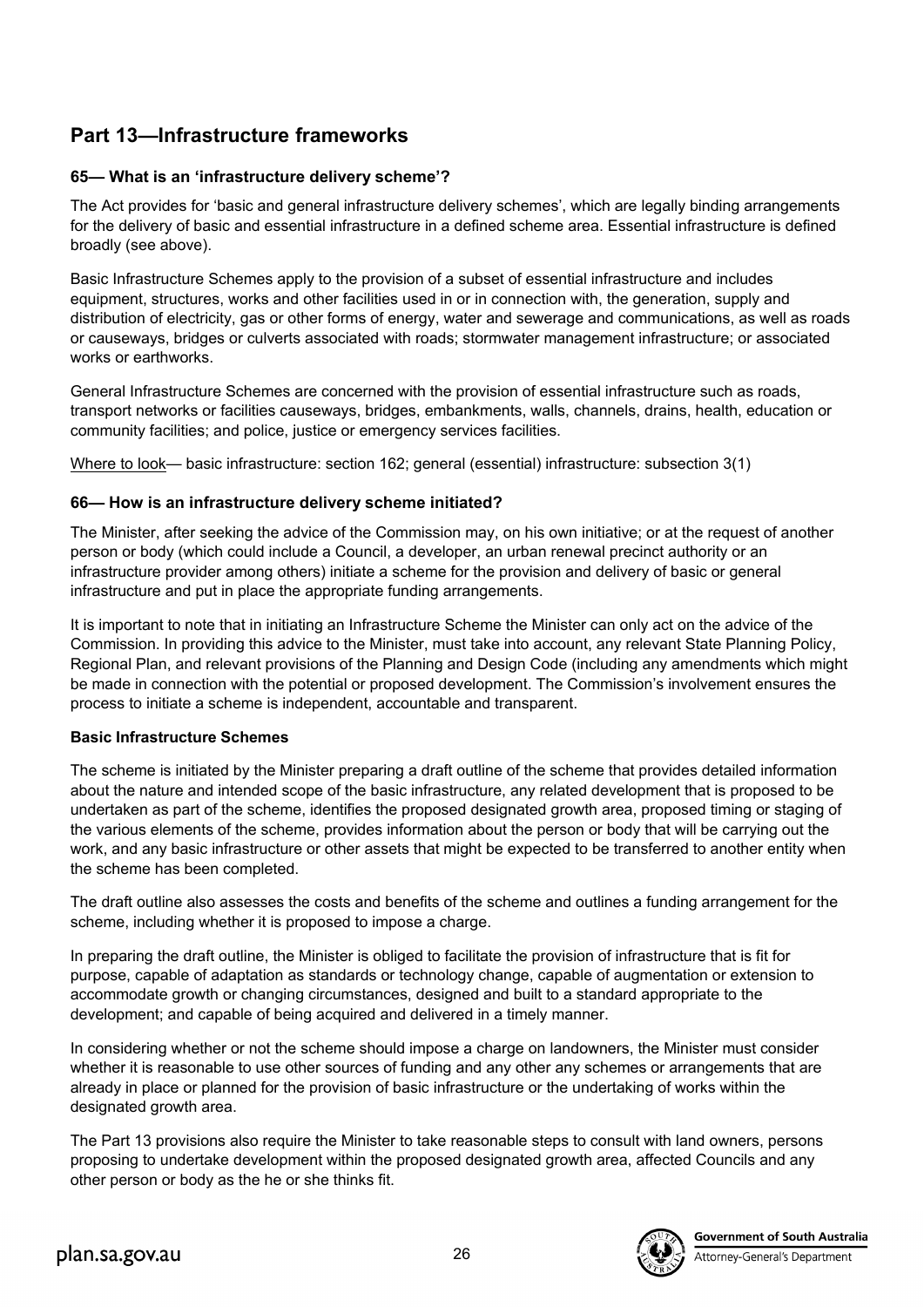## Part 13—Infrastructure frameworks

### 65— What is an 'infrastructure delivery scheme'?

The Act provides for 'basic and general infrastructure delivery schemes', which are legally binding arrangements for the delivery of basic and essential infrastructure in a defined scheme area. Essential infrastructure is defined broadly (see above).

Basic Infrastructure Schemes apply to the provision of a subset of essential infrastructure and includes equipment, structures, works and other facilities used in or in connection with, the generation, supply and distribution of electricity, gas or other forms of energy, water and sewerage and communications, as well as roads or causeways, bridges or culverts associated with roads; stormwater management infrastructure; or associated works or earthworks.

General Infrastructure Schemes are concerned with the provision of essential infrastructure such as roads, transport networks or facilities causeways, bridges, embankments, walls, channels, drains, health, education or community facilities; and police, justice or emergency services facilities.

Where to look— basic infrastructure: section 162; general (essential) infrastructure: subsection 3(1)

### 66— How is an infrastructure delivery scheme initiated?

The Minister, after seeking the advice of the Commission may, on his own initiative; or at the request of another person or body (which could include a Council, a developer, an urban renewal precinct authority or an infrastructure provider among others) initiate a scheme for the provision and delivery of basic or general infrastructure and put in place the appropriate funding arrangements.

It is important to note that in initiating an Infrastructure Scheme the Minister can only act on the advice of the Commission. In providing this advice to the Minister, must take into account, any relevant State Planning Policy, Regional Plan, and relevant provisions of the Planning and Design Code (including any amendments which might be made in connection with the potential or proposed development. The Commission's involvement ensures the process to initiate a scheme is independent, accountable and transparent.

**Basic Infrastructure Schemes**

The scheme is initiated by the Minister preparing a draft outline of the scheme that provides detailed information about the nature and intended scope of the basic infrastructure, any related development that is proposed to be undertaken as part of the scheme, identifies the proposed designated growth area, proposed timing or staging of the various elements of the scheme, provides information about the person or body that will be carrying out the work, and any basic infrastructure or other assets that might be expected to be transferred to another entity when the scheme has been completed.

The draft outline also assesses the costs and benefits of the scheme and outlines a funding arrangement for the scheme, including whether it is proposed to impose a charge.

In preparing the draft outline, the Minister is obliged to facilitate the provision of infrastructure that is fit for purpose, capable of adaptation as standards or technology change, capable of augmentation or extension to accommodate growth or changing circumstances, designed and built to a standard appropriate to the development; and capable of being acquired and delivered in a timely manner.

In considering whether or not the scheme should impose a charge on landowners, the Minister must consider whether it is reasonable to use other sources of funding and any other any schemes or arrangements that are already in place or planned for the provision of basic infrastructure or the undertaking of works within the designated growth area.

The Part 13 provisions also require the Minister to take reasonable steps to consult with land owners, persons proposing to undertake development within the proposed designated growth area, affected Councils and any other person or body as the he or she thinks fit.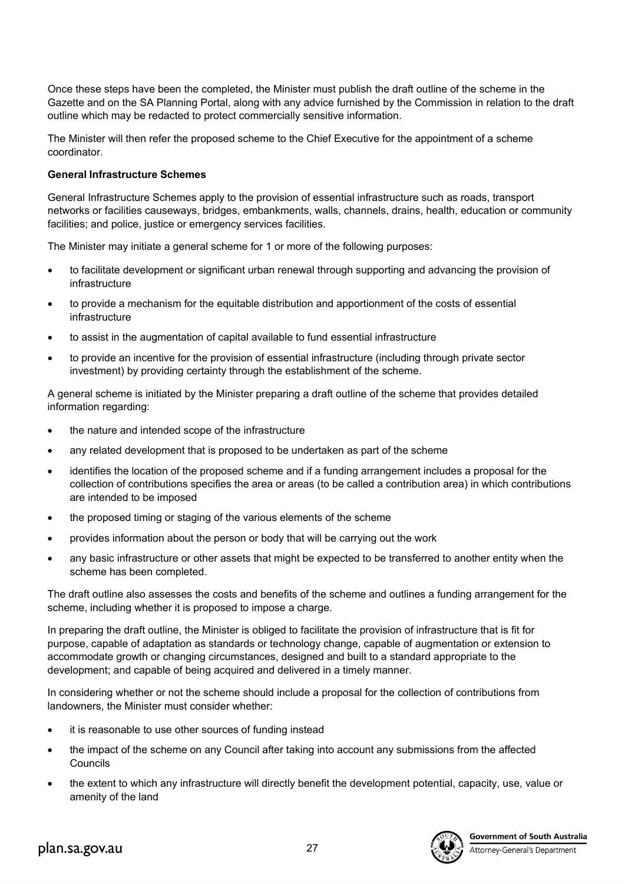Once these steps have been the completed, the Minister must publish the draft outline of the scheme in the Gazette and on the SA Planning Portal, along with any advice furnished by the Commission in relation to the draft outline which may be redacted to protect commercially sensitive information.

The Minister will then refer the proposed scheme to the Chief Executive for the appointment of a scheme coordinator.

**General Infrastructure Schemes**

General Infrastructure Schemes apply to the provision of essential infrastructure such as roads, transport networks or facilities causeways, bridges, embankments, walls, channels, drains, health, education or community facilities; and police, justice or emergency services facilities.

The Minister may initiate a general scheme for 1 or more of the following purposes:

- to facilitate development or significant urban renewal through supporting and advancing the provision of infrastructure
- to provide a mechanism for the equitable distribution and apportionment of the costs of essential infrastructure
- to assist in the augmentation of capital available to fund essential infrastructure
- to provide an incentive for the provision of essential infrastructure (including through private sector investment) by providing certainty through the establishment of the scheme.

A general scheme is initiated by the Minister preparing a draft outline of the scheme that provides detailed information regarding:

- the nature and intended scope of the infrastructure
- any related development that is proposed to be undertaken as part of the scheme
- identifies the location of the proposed scheme and if a funding arrangement includes a proposal for the collection of contributions specifies the area or areas (to be called a contribution area) in which contributions are intended to be imposed
- the proposed timing or staging of the various elements of the scheme
- provides information about the person or body that will be carrying out the work
- any basic infrastructure or other assets that might be expected to be transferred to another entity when the scheme has been completed.

The draft outline also assesses the costs and benefits of the scheme and outlines a funding arrangement for the scheme, including whether it is proposed to impose a charge.

In preparing the draft outline, the Minister is obliged to facilitate the provision of infrastructure that is fit for purpose, capable of adaptation as standards or technology change, capable of augmentation or extension to accommodate growth or changing circumstances, designed and built to a standard appropriate to the development; and capable of being acquired and delivered in a timely manner.

In considering whether or not the scheme should include a proposal for the collection of contributions from landowners, the Minister must consider whether:

- it is reasonable to use other sources of funding instead
- the impact of the scheme on any Council after taking into account any submissions from the affected Councils
- the extent to which any infrastructure will directly benefit the development potential, capacity, use, value or amenity of the land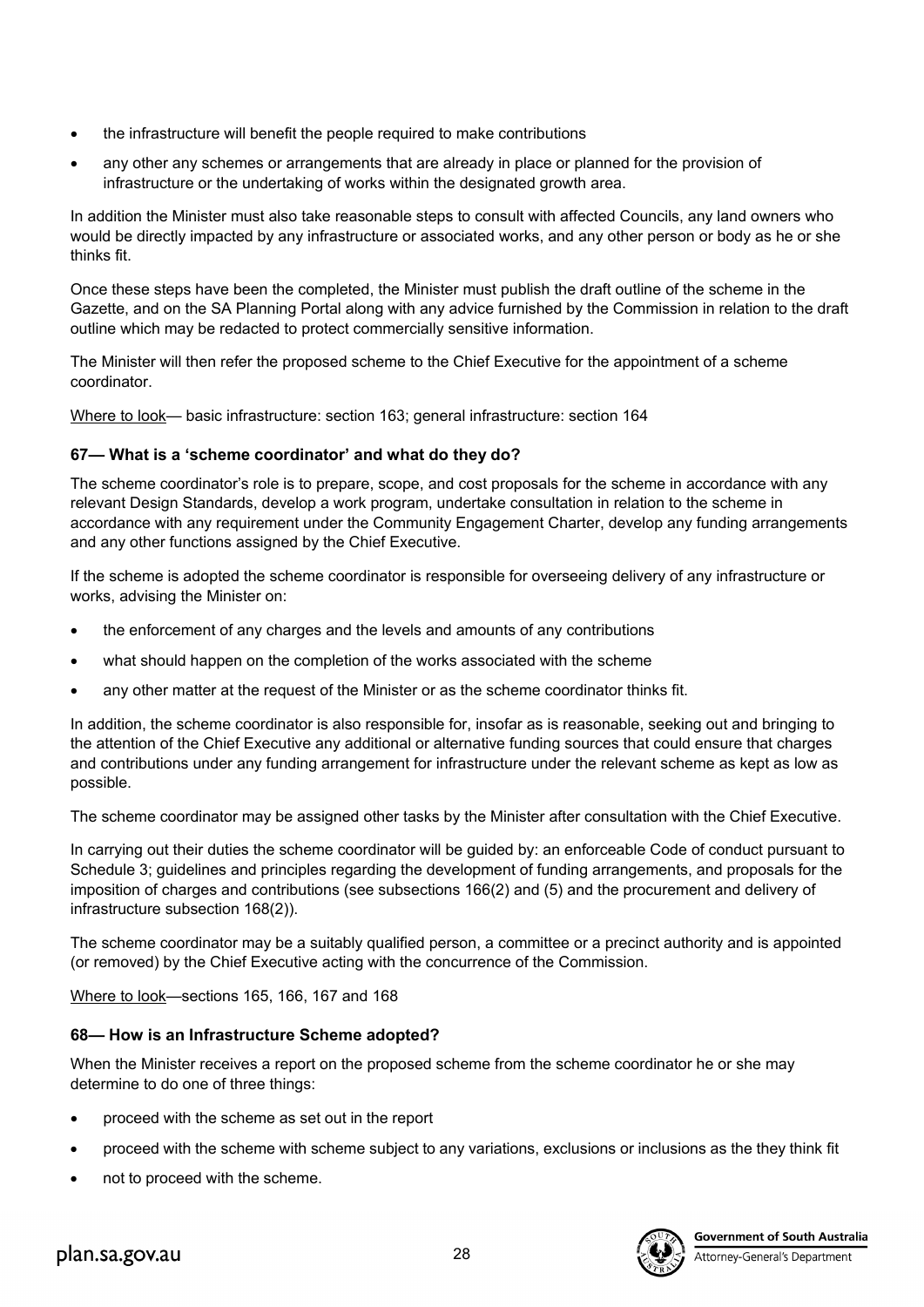- the infrastructure will benefit the people required to make contributions
- any other any schemes or arrangements that are already in place or planned for the provision of infrastructure or the undertaking of works within the designated growth area.

In addition the Minister must also take reasonable steps to consult with affected Councils, any land owners who would be directly impacted by any infrastructure or associated works, and any other person or body as he or she thinks fit.

Once these steps have been the completed, the Minister must publish the draft outline of the scheme in the Gazette, and on the SA Planning Portal along with any advice furnished by the Commission in relation to the draft outline which may be redacted to protect commercially sensitive information.

The Minister will then refer the proposed scheme to the Chief Executive for the appointment of a scheme coordinator.

Where to look— basic infrastructure: section 163; general infrastructure: section 164

### 67— What is a 'scheme coordinator' and what do they do?

The scheme coordinator's role is to prepare, scope, and cost proposals for the scheme in accordance with any relevant Design Standards, develop a work program, undertake consultation in relation to the scheme in accordance with any requirement under the Community Engagement Charter, develop any funding arrangements and any other functions assigned by the Chief Executive.

If the scheme is adopted the scheme coordinator is responsible for overseeing delivery of any infrastructure or works, advising the Minister on:

- the enforcement of any charges and the levels and amounts of any contributions
- what should happen on the completion of the works associated with the scheme
- any other matter at the request of the Minister or as the scheme coordinator thinks fit.

In addition, the scheme coordinator is also responsible for, insofar as is reasonable, seeking out and bringing to the attention of the Chief Executive any additional or alternative funding sources that could ensure that charges and contributions under any funding arrangement for infrastructure under the relevant scheme as kept as low as possible.

The scheme coordinator may be assigned other tasks by the Minister after consultation with the Chief Executive.

In carrying out their duties the scheme coordinator will be guided by: an enforceable Code of conduct pursuant to Schedule 3; guidelines and principles regarding the development of funding arrangements, and proposals for the imposition of charges and contributions (see subsections 166(2) and (5) and the procurement and delivery of infrastructure subsection 168(2)).

The scheme coordinator may be a suitably qualified person, a committee or a precinct authority and is appointed (or removed) by the Chief Executive acting with the concurrence of the Commission.

Where to look—sections 165, 166, 167 and 168

### 68— How is an Infrastructure Scheme adopted?

When the Minister receives a report on the proposed scheme from the scheme coordinator he or she may determine to do one of three things:

- proceed with the scheme as set out in the report
- proceed with the scheme with scheme subject to any variations, exclusions or inclusions as the they think fit
- not to proceed with the scheme.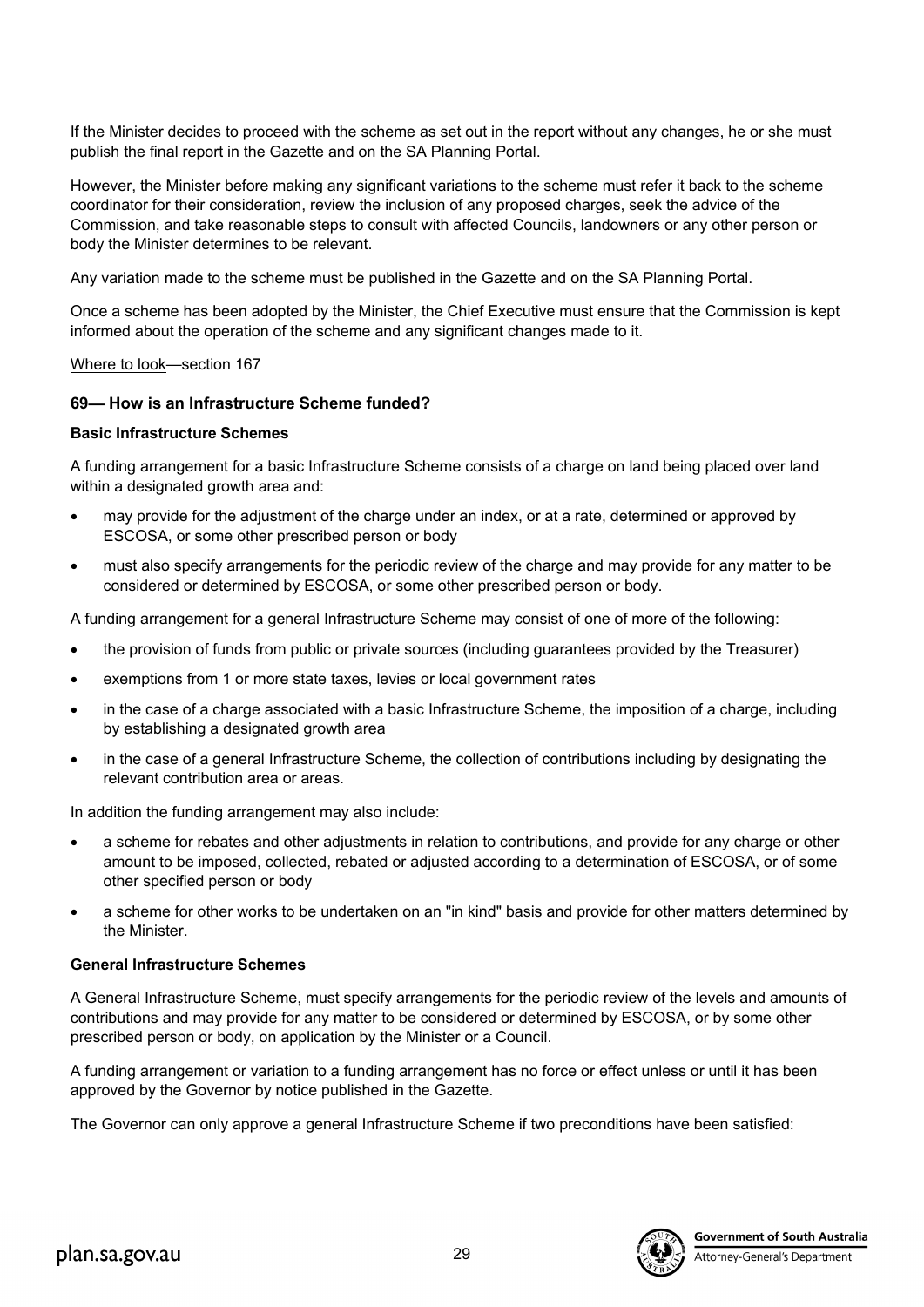If the Minister decides to proceed with the scheme as set out in the report without any changes, he or she must publish the final report in the Gazette and on the SA Planning Portal.

However, the Minister before making any significant variations to the scheme must refer it back to the scheme coordinator for their consideration, review the inclusion of any proposed charges, seek the advice of the Commission, and take reasonable steps to consult with affected Councils, landowners or any other person or body the Minister determines to be relevant.

Any variation made to the scheme must be published in the Gazette and on the SA Planning Portal.

Once a scheme has been adopted by the Minister, the Chief Executive must ensure that the Commission is kept informed about the operation of the scheme and any significant changes made to it.

Where to look—section 167

### 69— How is an Infrastructure Scheme funded?

**Basic Infrastructure Schemes**

A funding arrangement for a basic Infrastructure Scheme consists of a charge on land being placed over land within a designated growth area and:

- may provide for the adjustment of the charge under an index, or at a rate, determined or approved by ESCOSA, or some other prescribed person or body
- must also specify arrangements for the periodic review of the charge and may provide for any matter to be considered or determined by ESCOSA, or some other prescribed person or body.

A funding arrangement for a general Infrastructure Scheme may consist of one of more of the following:

- the provision of funds from public or private sources (including guarantees provided by the Treasurer)
- exemptions from 1 or more state taxes, levies or local government rates
- in the case of a charge associated with a basic Infrastructure Scheme, the imposition of a charge, including by establishing a designated growth area
- in the case of a general Infrastructure Scheme, the collection of contributions including by designating the relevant contribution area or areas.

In addition the funding arrangement may also include:

- a scheme for rebates and other adjustments in relation to contributions, and provide for any charge or other amount to be imposed, collected, rebated or adjusted according to a determination of ESCOSA, or of some other specified person or body
- a scheme for other works to be undertaken on an "in kind" basis and provide for other matters determined by the Minister.

**General Infrastructure Schemes**

A General Infrastructure Scheme, must specify arrangements for the periodic review of the levels and amounts of contributions and may provide for any matter to be considered or determined by ESCOSA, or by some other prescribed person or body, on application by the Minister or a Council.

A funding arrangement or variation to a funding arrangement has no force or effect unless or until it has been approved by the Governor by notice published in the Gazette.

The Governor can only approve a general Infrastructure Scheme if two preconditions have been satisfied: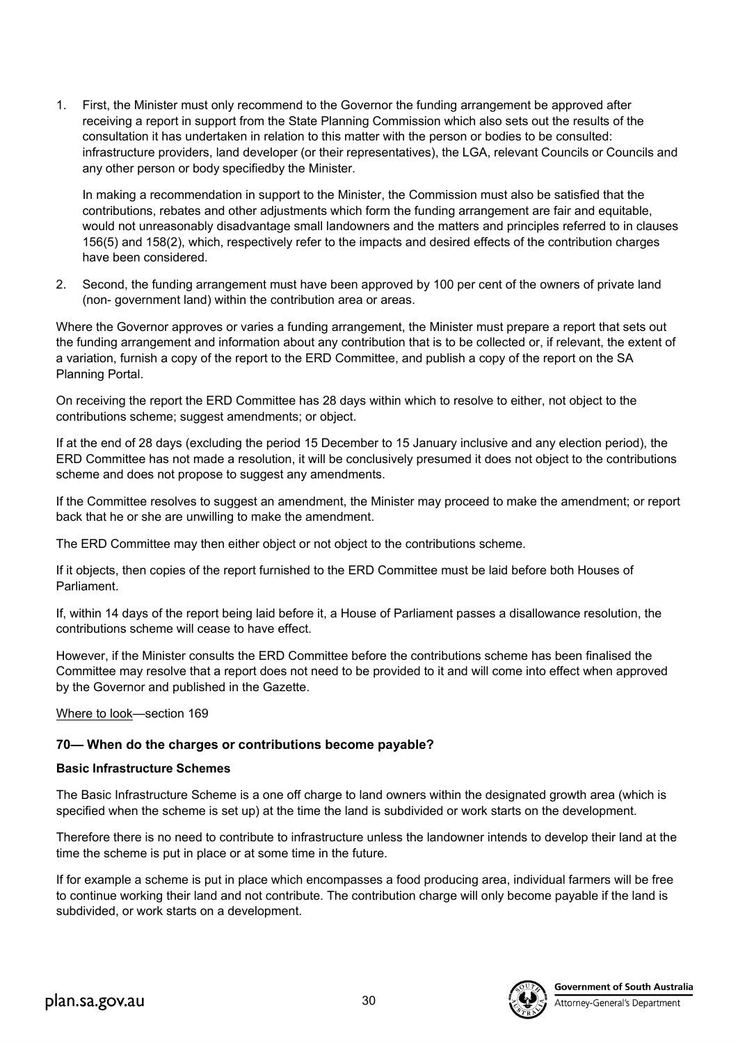1. First, the Minister must only recommend to the Governor the funding arrangement be approved after receiving a report in support from the State Planning Commission which also sets out the results of the consultation it has undertaken in relation to this matter with the person or bodies to be consulted: infrastructure providers, land developer (or their representatives), the LGA, relevant Councils or Councils and any other person or body specifiedby the Minister.

   In making a recommendation in support to the Minister, the Commission must also be satisfied that the contributions, rebates and other adjustments which form the funding arrangement are fair and equitable, would not unreasonably disadvantage small landowners and the matters and principles referred to in clauses 156(5) and 158(2), which, respectively refer to the impacts and desired effects of the contribution charges have been considered.

2. Second, the funding arrangement must have been approved by 100 per cent of the owners of private land (non- government land) within the contribution area or areas.

Where the Governor approves or varies a funding arrangement, the Minister must prepare a report that sets out the funding arrangement and information about any contribution that is to be collected or, if relevant, the extent of a variation, furnish a copy of the report to the ERD Committee, and publish a copy of the report on the SA Planning Portal.

On receiving the report the ERD Committee has 28 days within which to resolve to either, not object to the contributions scheme; suggest amendments; or object.

If at the end of 28 days (excluding the period 15 December to 15 January inclusive and any election period), the ERD Committee has not made a resolution, it will be conclusively presumed it does not object to the contributions scheme and does not propose to suggest any amendments.

If the Committee resolves to suggest an amendment, the Minister may proceed to make the amendment; or report back that he or she are unwilling to make the amendment.

The ERD Committee may then either object or not object to the contributions scheme.

If it objects, then copies of the report furnished to the ERD Committee must be laid before both Houses of Parliament.

If, within 14 days of the report being laid before it, a House of Parliament passes a disallowance resolution, the contributions scheme will cease to have effect.

However, if the Minister consults the ERD Committee before the contributions scheme has been finalised the Committee may resolve that a report does not need to be provided to it and will come into effect when approved by the Governor and published in the Gazette.

Where to look—section 169

### 70— When do the charges or contributions become payable?

**Basic Infrastructure Schemes**

The Basic Infrastructure Scheme is a one off charge to land owners within the designated growth area (which is specified when the scheme is set up) at the time the land is subdivided or work starts on the development.

Therefore there is no need to contribute to infrastructure unless the landowner intends to develop their land at the time the scheme is put in place or at some time in the future.

If for example a scheme is put in place which encompasses a food producing area, individual farmers will be free to continue working their land and not contribute. The contribution charge will only become payable if the land is subdivided, or work starts on a development.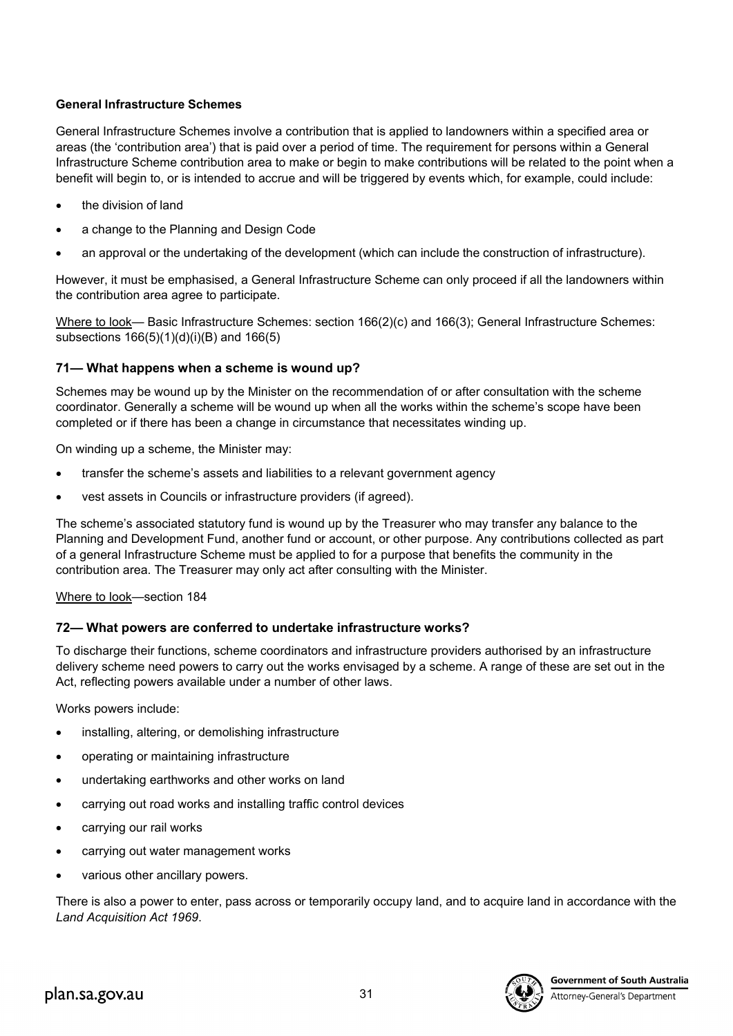**General Infrastructure Schemes**

General Infrastructure Schemes involve a contribution that is applied to landowners within a specified area or areas (the 'contribution area') that is paid over a period of time. The requirement for persons within a General Infrastructure Scheme contribution area to make or begin to make contributions will be related to the point when a benefit will begin to, or is intended to accrue and will be triggered by events which, for example, could include:

- the division of land
- a change to the Planning and Design Code
- an approval or the undertaking of the development (which can include the construction of infrastructure).

However, it must be emphasised, a General Infrastructure Scheme can only proceed if all the landowners within the contribution area agree to participate.

Where to look— Basic Infrastructure Schemes: section 166(2)(c) and 166(3); General Infrastructure Schemes: subsections 166(5)(1)(d)(i)(B) and 166(5)

### 71— What happens when a scheme is wound up?

Schemes may be wound up by the Minister on the recommendation of or after consultation with the scheme coordinator. Generally a scheme will be wound up when all the works within the scheme's scope have been completed or if there has been a change in circumstance that necessitates winding up.

On winding up a scheme, the Minister may:

- transfer the scheme's assets and liabilities to a relevant government agency
- vest assets in Councils or infrastructure providers (if agreed).

The scheme's associated statutory fund is wound up by the Treasurer who may transfer any balance to the Planning and Development Fund, another fund or account, or other purpose. Any contributions collected as part of a general Infrastructure Scheme must be applied to for a purpose that benefits the community in the contribution area. The Treasurer may only act after consulting with the Minister.

Where to look—section 184

### 72— What powers are conferred to undertake infrastructure works?

To discharge their functions, scheme coordinators and infrastructure providers authorised by an infrastructure delivery scheme need powers to carry out the works envisaged by a scheme. A range of these are set out in the Act, reflecting powers available under a number of other laws.

Works powers include:

- installing, altering, or demolishing infrastructure
- operating or maintaining infrastructure
- undertaking earthworks and other works on land
- carrying out road works and installing traffic control devices
- carrying our rail works
- carrying out water management works
- various other ancillary powers.

There is also a power to enter, pass across or temporarily occupy land, and to acquire land in accordance with the *Land Acquisition Act 1969*.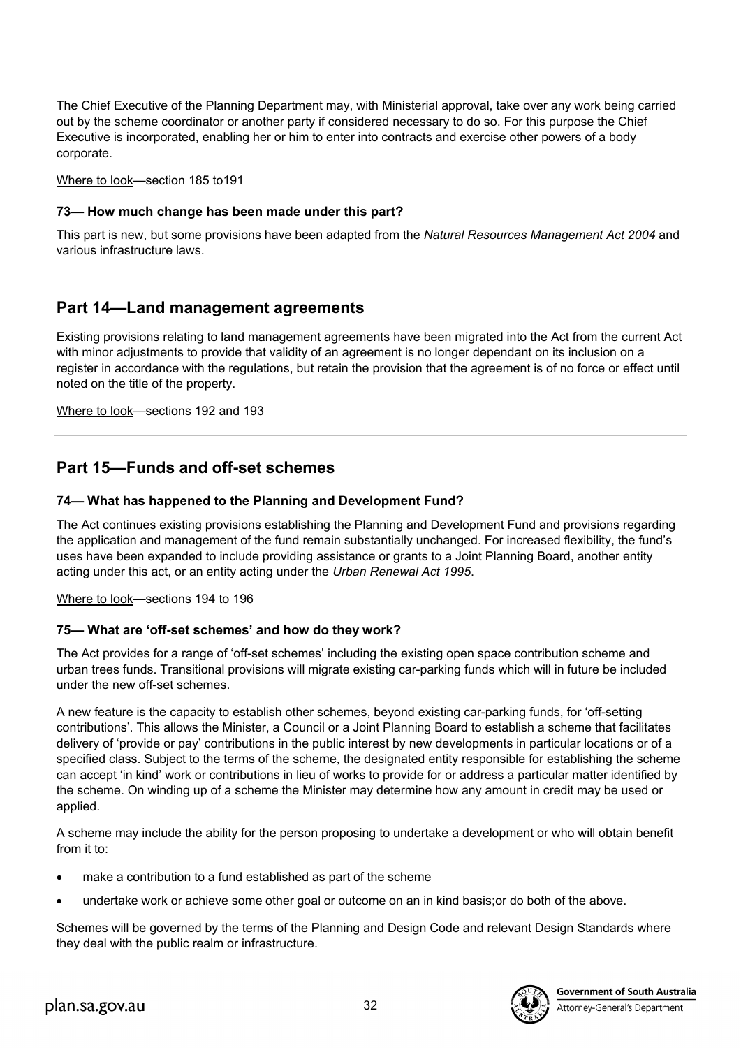The Chief Executive of the Planning Department may, with Ministerial approval, take over any work being carried out by the scheme coordinator or another party if considered necessary to do so. For this purpose the Chief Executive is incorporated, enabling her or him to enter into contracts and exercise other powers of a body corporate.

Where to look—section 185 to191

### 73— How much change has been made under this part?

This part is new, but some provisions have been adapted from the *Natural Resources Management Act 2004* and various infrastructure laws.

## Part 14—Land management agreements

Existing provisions relating to land management agreements have been migrated into the Act from the current Act with minor adjustments to provide that validity of an agreement is no longer dependant on its inclusion on a register in accordance with the regulations, but retain the provision that the agreement is of no force or effect until noted on the title of the property.

Where to look—sections 192 and 193

## Part 15—Funds and off-set schemes

### 74— What has happened to the Planning and Development Fund?

The Act continues existing provisions establishing the Planning and Development Fund and provisions regarding the application and management of the fund remain substantially unchanged. For increased flexibility, the fund's uses have been expanded to include providing assistance or grants to a Joint Planning Board, another entity acting under this act, or an entity acting under the *Urban Renewal Act 1995*.

Where to look—sections 194 to 196

### 75— What are 'off-set schemes' and how do they work?

The Act provides for a range of 'off-set schemes' including the existing open space contribution scheme and urban trees funds. Transitional provisions will migrate existing car-parking funds which will in future be included under the new off-set schemes.

A new feature is the capacity to establish other schemes, beyond existing car-parking funds, for 'off-setting contributions'. This allows the Minister, a Council or a Joint Planning Board to establish a scheme that facilitates delivery of 'provide or pay' contributions in the public interest by new developments in particular locations or of a specified class. Subject to the terms of the scheme, the designated entity responsible for establishing the scheme can accept 'in kind' work or contributions in lieu of works to provide for or address a particular matter identified by the scheme. On winding up of a scheme the Minister may determine how any amount in credit may be used or applied.

A scheme may include the ability for the person proposing to undertake a development or who will obtain benefit from it to:

- make a contribution to a fund established as part of the scheme
- undertake work or achieve some other goal or outcome on an in kind basis;or do both of the above.

Schemes will be governed by the terms of the Planning and Design Code and relevant Design Standards where they deal with the public realm or infrastructure.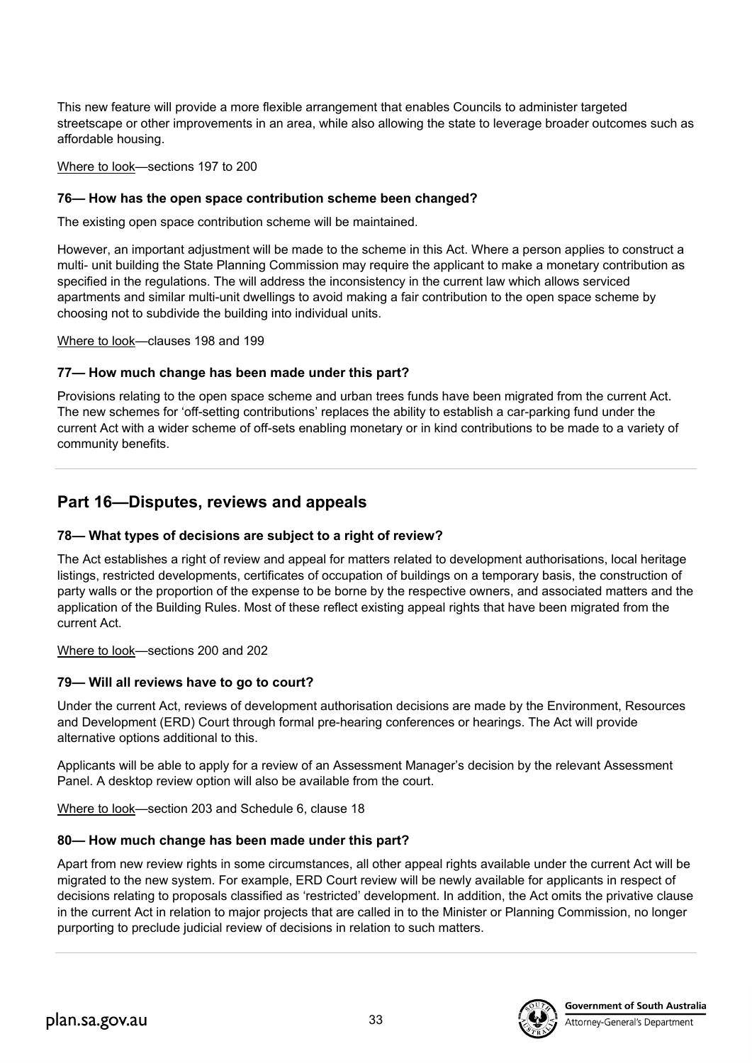This new feature will provide a more flexible arrangement that enables Councils to administer targeted streetscape or other improvements in an area, while also allowing the state to leverage broader outcomes such as affordable housing.

Where to look—sections 197 to 200

### 76— How has the open space contribution scheme been changed?

The existing open space contribution scheme will be maintained.

However, an important adjustment will be made to the scheme in this Act. Where a person applies to construct a multi- unit building the State Planning Commission may require the applicant to make a monetary contribution as specified in the regulations. The will address the inconsistency in the current law which allows serviced apartments and similar multi-unit dwellings to avoid making a fair contribution to the open space scheme by choosing not to subdivide the building into individual units.

Where to look—clauses 198 and 199

### 77— How much change has been made under this part?

Provisions relating to the open space scheme and urban trees funds have been migrated from the current Act. The new schemes for 'off-setting contributions' replaces the ability to establish a car-parking fund under the current Act with a wider scheme of off-sets enabling monetary or in kind contributions to be made to a variety of community benefits.

## Part 16—Disputes, reviews and appeals

### 78— What types of decisions are subject to a right of review?

The Act establishes a right of review and appeal for matters related to development authorisations, local heritage listings, restricted developments, certificates of occupation of buildings on a temporary basis, the construction of party walls or the proportion of the expense to be borne by the respective owners, and associated matters and the application of the Building Rules. Most of these reflect existing appeal rights that have been migrated from the current Act.

Where to look—sections 200 and 202

### 79— Will all reviews have to go to court?

Under the current Act, reviews of development authorisation decisions are made by the Environment, Resources and Development (ERD) Court through formal pre-hearing conferences or hearings. The Act will provide alternative options additional to this.

Applicants will be able to apply for a review of an Assessment Manager's decision by the relevant Assessment Panel. A desktop review option will also be available from the court.

Where to look—section 203 and Schedule 6, clause 18

### 80— How much change has been made under this part?

Apart from new review rights in some circumstances, all other appeal rights available under the current Act will be migrated to the new system. For example, ERD Court review will be newly available for applicants in respect of decisions relating to proposals classified as 'restricted' development. In addition, the Act omits the privative clause in the current Act in relation to major projects that are called in to the Minister or Planning Commission, no longer purporting to preclude judicial review of decisions in relation to such matters.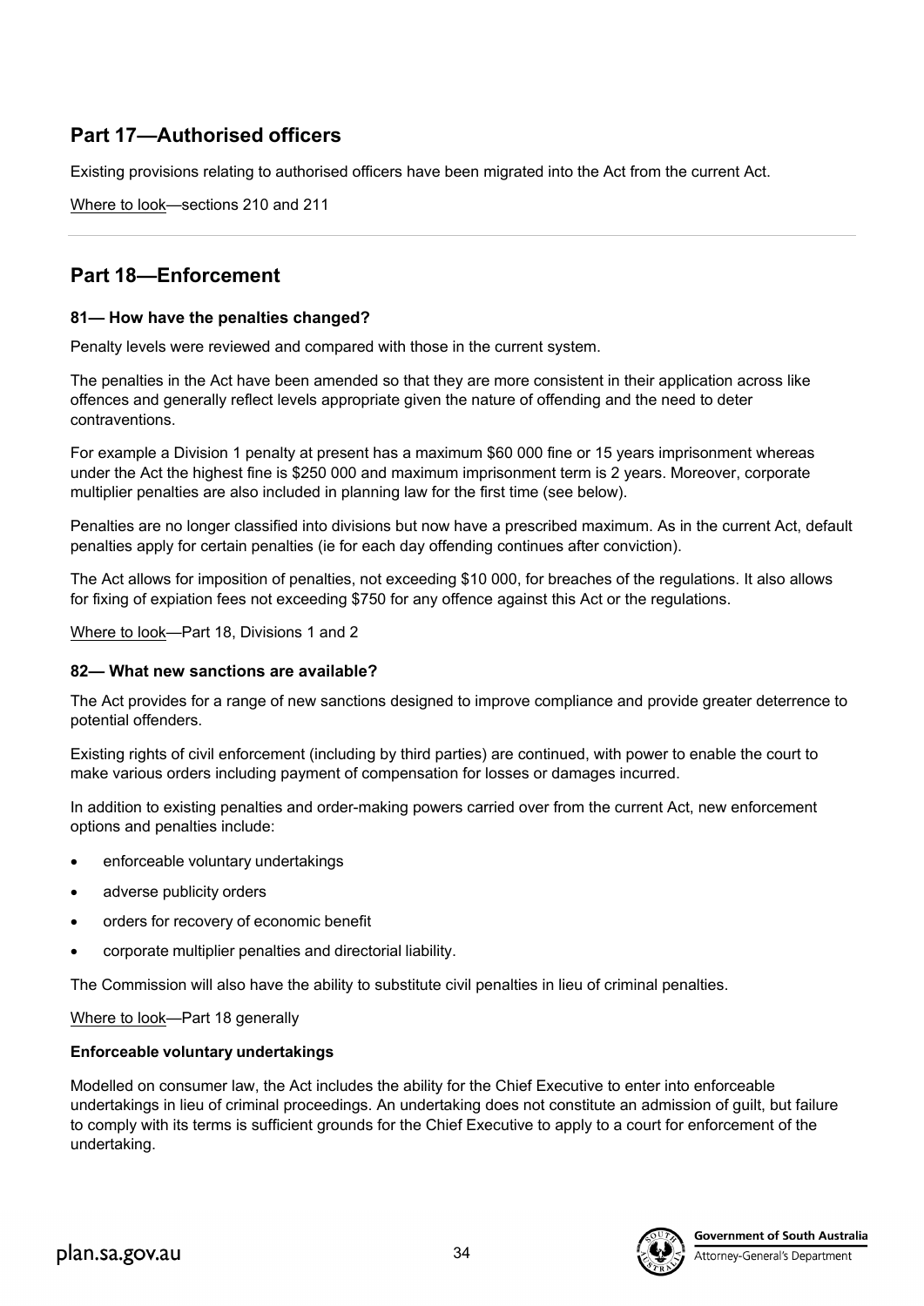## Part 17—Authorised officers

Existing provisions relating to authorised officers have been migrated into the Act from the current Act.

Where to look—sections 210 and 211

---

## Part 18—Enforcement

### 81— How have the penalties changed?

Penalty levels were reviewed and compared with those in the current system.

The penalties in the Act have been amended so that they are more consistent in their application across like offences and generally reflect levels appropriate given the nature of offending and the need to deter contraventions.

For example a Division 1 penalty at present has a maximum $60 000 fine or 15 years imprisonment whereas under the Act the highest fine is $250 000 and maximum imprisonment term is 2 years. Moreover, corporate multiplier penalties are also included in planning law for the first time (see below).

Penalties are no longer classified into divisions but now have a prescribed maximum. As in the current Act, default penalties apply for certain penalties (ie for each day offending continues after conviction).

The Act allows for imposition of penalties, not exceeding $10 000, for breaches of the regulations. It also allows for fixing of expiation fees not exceeding $750 for any offence against this Act or the regulations.

Where to look—Part 18, Divisions 1 and 2

### 82— What new sanctions are available?

The Act provides for a range of new sanctions designed to improve compliance and provide greater deterrence to potential offenders.

Existing rights of civil enforcement (including by third parties) are continued, with power to enable the court to make various orders including payment of compensation for losses or damages incurred.

In addition to existing penalties and order-making powers carried over from the current Act, new enforcement options and penalties include:

- enforceable voluntary undertakings
- adverse publicity orders
- orders for recovery of economic benefit
- corporate multiplier penalties and directorial liability.

The Commission will also have the ability to substitute civil penalties in lieu of criminal penalties.

Where to look—Part 18 generally

**Enforceable voluntary undertakings**

Modelled on consumer law, the Act includes the ability for the Chief Executive to enter into enforceable undertakings in lieu of criminal proceedings. An undertaking does not constitute an admission of guilt, but failure to comply with its terms is sufficient grounds for the Chief Executive to apply to a court for enforcement of the undertaking.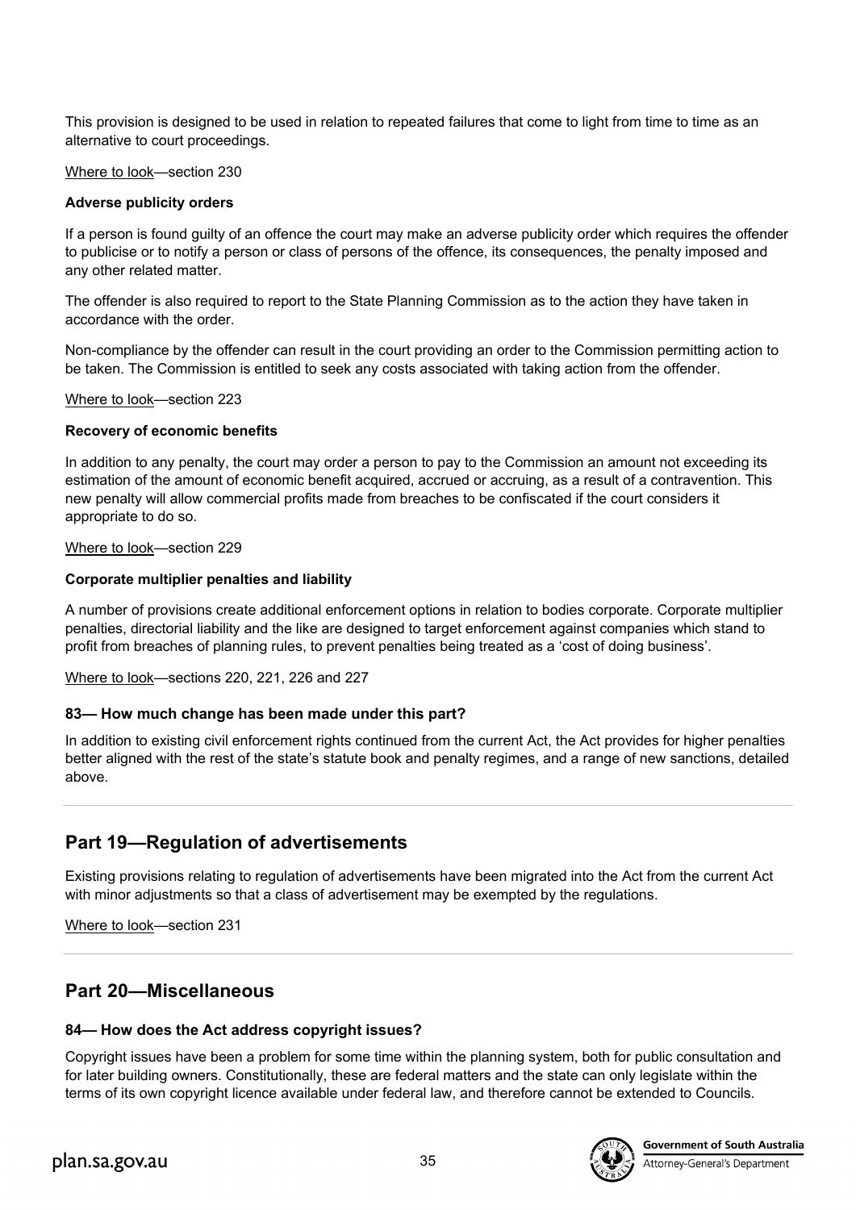This provision is designed to be used in relation to repeated failures that come to light from time to time as an alternative to court proceedings.

Where to look—section 230

**Adverse publicity orders**

If a person is found guilty of an offence the court may make an adverse publicity order which requires the offender to publicise or to notify a person or class of persons of the offence, its consequences, the penalty imposed and any other related matter.

The offender is also required to report to the State Planning Commission as to the action they have taken in accordance with the order.

Non-compliance by the offender can result in the court providing an order to the Commission permitting action to be taken. The Commission is entitled to seek any costs associated with taking action from the offender.

Where to look—section 223

**Recovery of economic benefits**

In addition to any penalty, the court may order a person to pay to the Commission an amount not exceeding its estimation of the amount of economic benefit acquired, accrued or accruing, as a result of a contravention. This new penalty will allow commercial profits made from breaches to be confiscated if the court considers it appropriate to do so.

Where to look—section 229

**Corporate multiplier penalties and liability**

A number of provisions create additional enforcement options in relation to bodies corporate. Corporate multiplier penalties, directorial liability and the like are designed to target enforcement against companies which stand to profit from breaches of planning rules, to prevent penalties being treated as a 'cost of doing business'.

Where to look—sections 220, 221, 226 and 227

### 83— How much change has been made under this part?

In addition to existing civil enforcement rights continued from the current Act, the Act provides for higher penalties better aligned with the rest of the state's statute book and penalty regimes, and a range of new sanctions, detailed above.

## Part 19—Regulation of advertisements

Existing provisions relating to regulation of advertisements have been migrated into the Act from the current Act with minor adjustments so that a class of advertisement may be exempted by the regulations.

Where to look—section 231

## Part 20—Miscellaneous

### 84— How does the Act address copyright issues?

Copyright issues have been a problem for some time within the planning system, both for public consultation and for later building owners. Constitutionally, these are federal matters and the state can only legislate within the terms of its own copyright licence available under federal law, and therefore cannot be extended to Councils.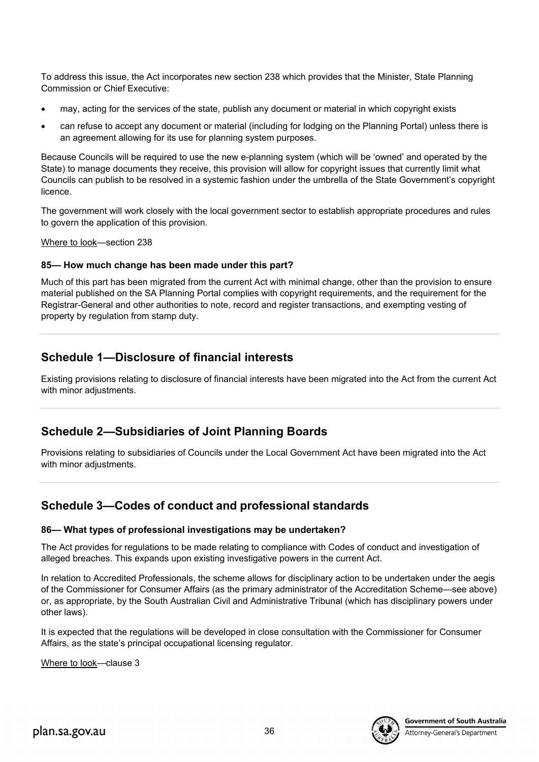To address this issue, the Act incorporates new section 238 which provides that the Minister, State Planning Commission or Chief Executive:

- may, acting for the services of the state, publish any document or material in which copyright exists
- can refuse to accept any document or material (including for lodging on the Planning Portal) unless there is an agreement allowing for its use for planning system purposes.

Because Councils will be required to use the new e-planning system (which will be 'owned' and operated by the State) to manage documents they receive, this provision will allow for copyright issues that currently limit what Councils can publish to be resolved in a systemic fashion under the umbrella of the State Government's copyright licence.

The government will work closely with the local government sector to establish appropriate procedures and rules to govern the application of this provision.

Where to look—section 238

#### 85— How much change has been made under this part?

Much of this part has been migrated from the current Act with minimal change, other than the provision to ensure material published on the SA Planning Portal complies with copyright requirements, and the requirement for the Registrar-General and other authorities to note, record and register transactions, and exempting vesting of property by regulation from stamp duty.

## Schedule 1—Disclosure of financial interests

Existing provisions relating to disclosure of financial interests have been migrated into the Act from the current Act with minor adjustments.

## Schedule 2—Subsidiaries of Joint Planning Boards

Provisions relating to subsidiaries of Councils under the Local Government Act have been migrated into the Act with minor adjustments.

## Schedule 3—Codes of conduct and professional standards

#### 86— What types of professional investigations may be undertaken?

The Act provides for regulations to be made relating to compliance with Codes of conduct and investigation of alleged breaches. This expands upon existing investigative powers in the current Act.

In relation to Accredited Professionals, the scheme allows for disciplinary action to be undertaken under the aegis of the Commissioner for Consumer Affairs (as the primary administrator of the Accreditation Scheme—see above) or, as appropriate, by the South Australian Civil and Administrative Tribunal (which has disciplinary powers under other laws).

It is expected that the regulations will be developed in close consultation with the Commissioner for Consumer Affairs, as the state's principal occupational licensing regulator.

Where to look—clause 3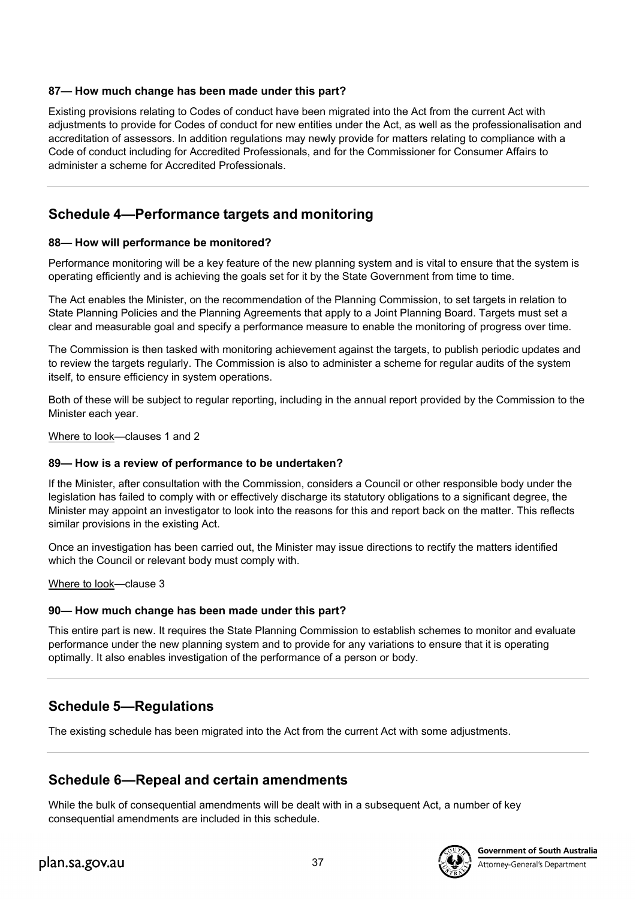#### 87— How much change has been made under this part?

Existing provisions relating to Codes of conduct have been migrated into the Act from the current Act with adjustments to provide for Codes of conduct for new entities under the Act, as well as the professionalisation and accreditation of assessors. In addition regulations may newly provide for matters relating to compliance with a Code of conduct including for Accredited Professionals, and for the Commissioner for Consumer Affairs to administer a scheme for Accredited Professionals.

---

## Schedule 4—Performance targets and monitoring

#### 88— How will performance be monitored?

Performance monitoring will be a key feature of the new planning system and is vital to ensure that the system is operating efficiently and is achieving the goals set for it by the State Government from time to time.

The Act enables the Minister, on the recommendation of the Planning Commission, to set targets in relation to State Planning Policies and the Planning Agreements that apply to a Joint Planning Board. Targets must set a clear and measurable goal and specify a performance measure to enable the monitoring of progress over time.

The Commission is then tasked with monitoring achievement against the targets, to publish periodic updates and to review the targets regularly. The Commission is also to administer a scheme for regular audits of the system itself, to ensure efficiency in system operations.

Both of these will be subject to regular reporting, including in the annual report provided by the Commission to the Minister each year.

Where to look—clauses 1 and 2

#### 89— How is a review of performance to be undertaken?

If the Minister, after consultation with the Commission, considers a Council or other responsible body under the legislation has failed to comply with or effectively discharge its statutory obligations to a significant degree, the Minister may appoint an investigator to look into the reasons for this and report back on the matter. This reflects similar provisions in the existing Act.

Once an investigation has been carried out, the Minister may issue directions to rectify the matters identified which the Council or relevant body must comply with.

Where to look—clause 3

#### 90— How much change has been made under this part?

This entire part is new. It requires the State Planning Commission to establish schemes to monitor and evaluate performance under the new planning system and to provide for any variations to ensure that it is operating optimally. It also enables investigation of the performance of a person or body.

---

## Schedule 5—Regulations

The existing schedule has been migrated into the Act from the current Act with some adjustments.

---

## Schedule 6—Repeal and certain amendments

While the bulk of consequential amendments will be dealt with in a subsequent Act, a number of key consequential amendments are included in this schedule.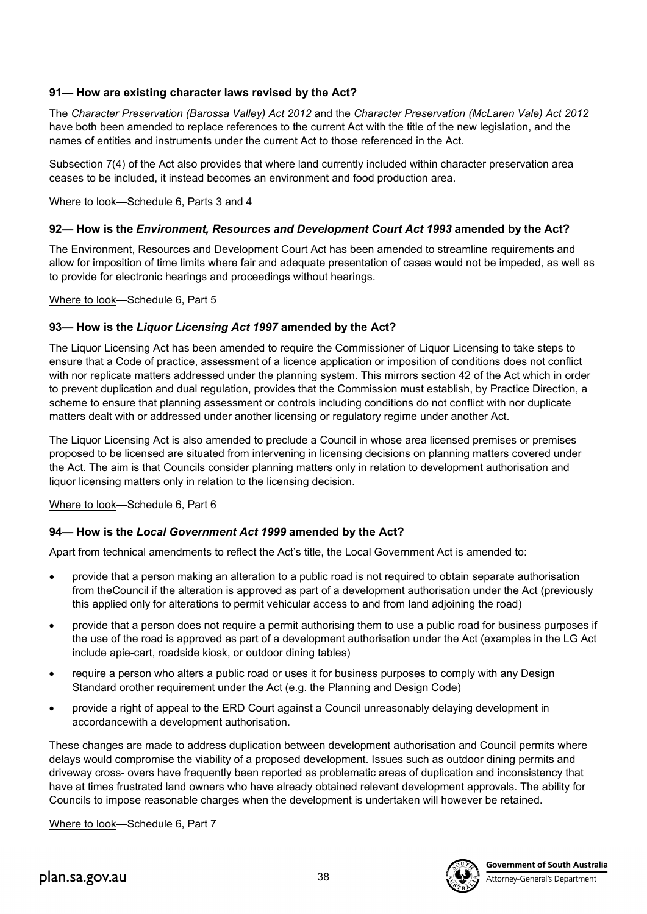### 91— How are existing character laws revised by the Act?

The *Character Preservation (Barossa Valley) Act 2012* and the *Character Preservation (McLaren Vale) Act 2012* have both been amended to replace references to the current Act with the title of the new legislation, and the names of entities and instruments under the current Act to those referenced in the Act.

Subsection 7(4) of the Act also provides that where land currently included within character preservation area ceases to be included, it instead becomes an environment and food production area.

Where to look—Schedule 6, Parts 3 and 4

### 92— How is the *Environment, Resources and Development Court Act 1993* amended by the Act?

The Environment, Resources and Development Court Act has been amended to streamline requirements and allow for imposition of time limits where fair and adequate presentation of cases would not be impeded, as well as to provide for electronic hearings and proceedings without hearings.

Where to look—Schedule 6, Part 5

### 93— How is the *Liquor Licensing Act 1997* amended by the Act?

The Liquor Licensing Act has been amended to require the Commissioner of Liquor Licensing to take steps to ensure that a Code of practice, assessment of a licence application or imposition of conditions does not conflict with nor replicate matters addressed under the planning system. This mirrors section 42 of the Act which in order to prevent duplication and dual regulation, provides that the Commission must establish, by Practice Direction, a scheme to ensure that planning assessment or controls including conditions do not conflict with nor duplicate matters dealt with or addressed under another licensing or regulatory regime under another Act.

The Liquor Licensing Act is also amended to preclude a Council in whose area licensed premises or premises proposed to be licensed are situated from intervening in licensing decisions on planning matters covered under the Act. The aim is that Councils consider planning matters only in relation to development authorisation and liquor licensing matters only in relation to the licensing decision.

Where to look—Schedule 6, Part 6

### 94— How is the *Local Government Act 1999* amended by the Act?

Apart from technical amendments to reflect the Act's title, the Local Government Act is amended to:

- provide that a person making an alteration to a public road is not required to obtain separate authorisation from theCouncil if the alteration is approved as part of a development authorisation under the Act (previously this applied only for alterations to permit vehicular access to and from land adjoining the road)
- provide that a person does not require a permit authorising them to use a public road for business purposes if the use of the road is approved as part of a development authorisation under the Act (examples in the LG Act include apie-cart, roadside kiosk, or outdoor dining tables)
- require a person who alters a public road or uses it for business purposes to comply with any Design Standard orother requirement under the Act (e.g. the Planning and Design Code)
- provide a right of appeal to the ERD Court against a Council unreasonably delaying development in accordancewith a development authorisation.

These changes are made to address duplication between development authorisation and Council permits where delays would compromise the viability of a proposed development. Issues such as outdoor dining permits and driveway cross- overs have frequently been reported as problematic areas of duplication and inconsistency that have at times frustrated land owners who have already obtained relevant development approvals. The ability for Councils to impose reasonable charges when the development is undertaken will however be retained.

Where to look—Schedule 6, Part 7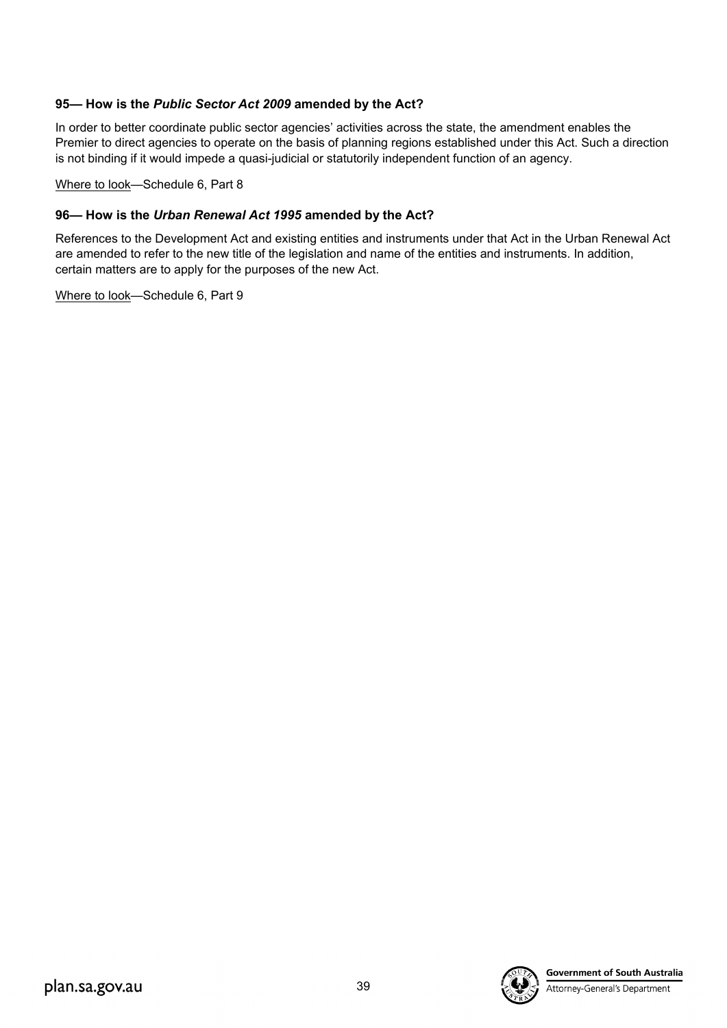### 95— How is the *Public Sector Act 2009* amended by the Act?

In order to better coordinate public sector agencies' activities across the state, the amendment enables the Premier to direct agencies to operate on the basis of planning regions established under this Act. Such a direction is not binding if it would impede a quasi-judicial or statutorily independent function of an agency.

Where to look—Schedule 6, Part 8

### 96— How is the *Urban Renewal Act 1995* amended by the Act?

References to the Development Act and existing entities and instruments under that Act in the Urban Renewal Act are amended to refer to the new title of the legislation and name of the entities and instruments. In addition, certain matters are to apply for the purposes of the new Act.

Where to look—Schedule 6, Part 9